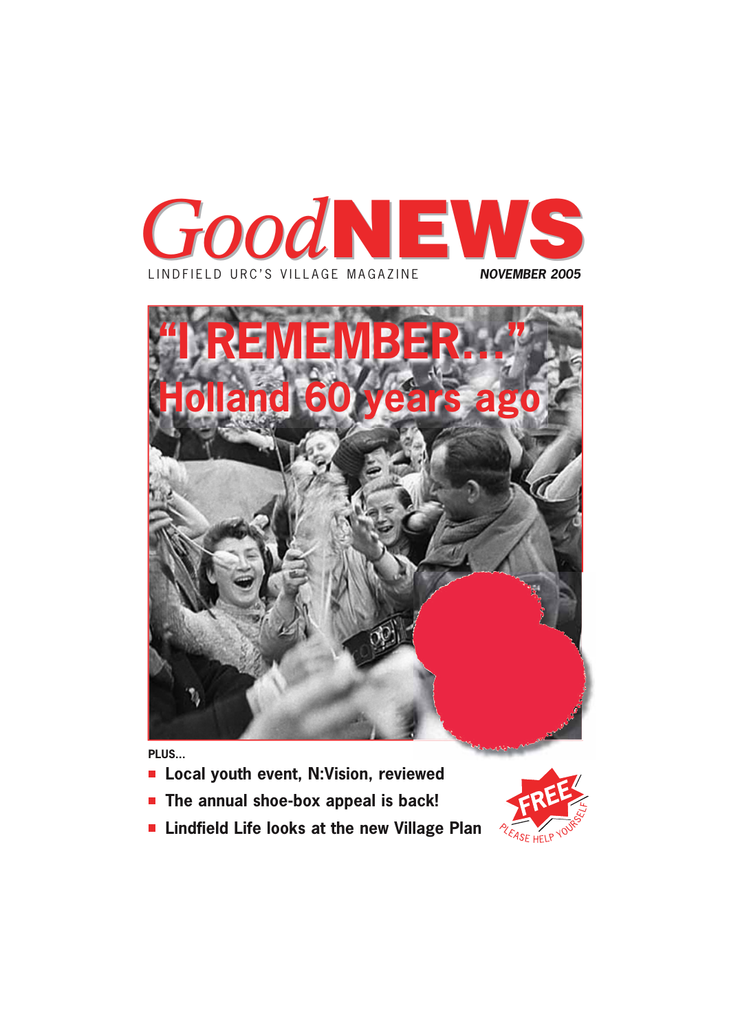# *Good*NEWS

LINDFIELD URC'S VILLAGE MAGAZINE

***NOVEMBER 2005***

# "I REMEMBER..."

## Holland 60 years ago

**PLUS...**

- **Local youth event, N:Vision, reviewed**
- **The annual shoe-box appeal is back!**
- **Lindfield Life looks at the new Village Plan**

FREE

PLEASE HELP YOURSELF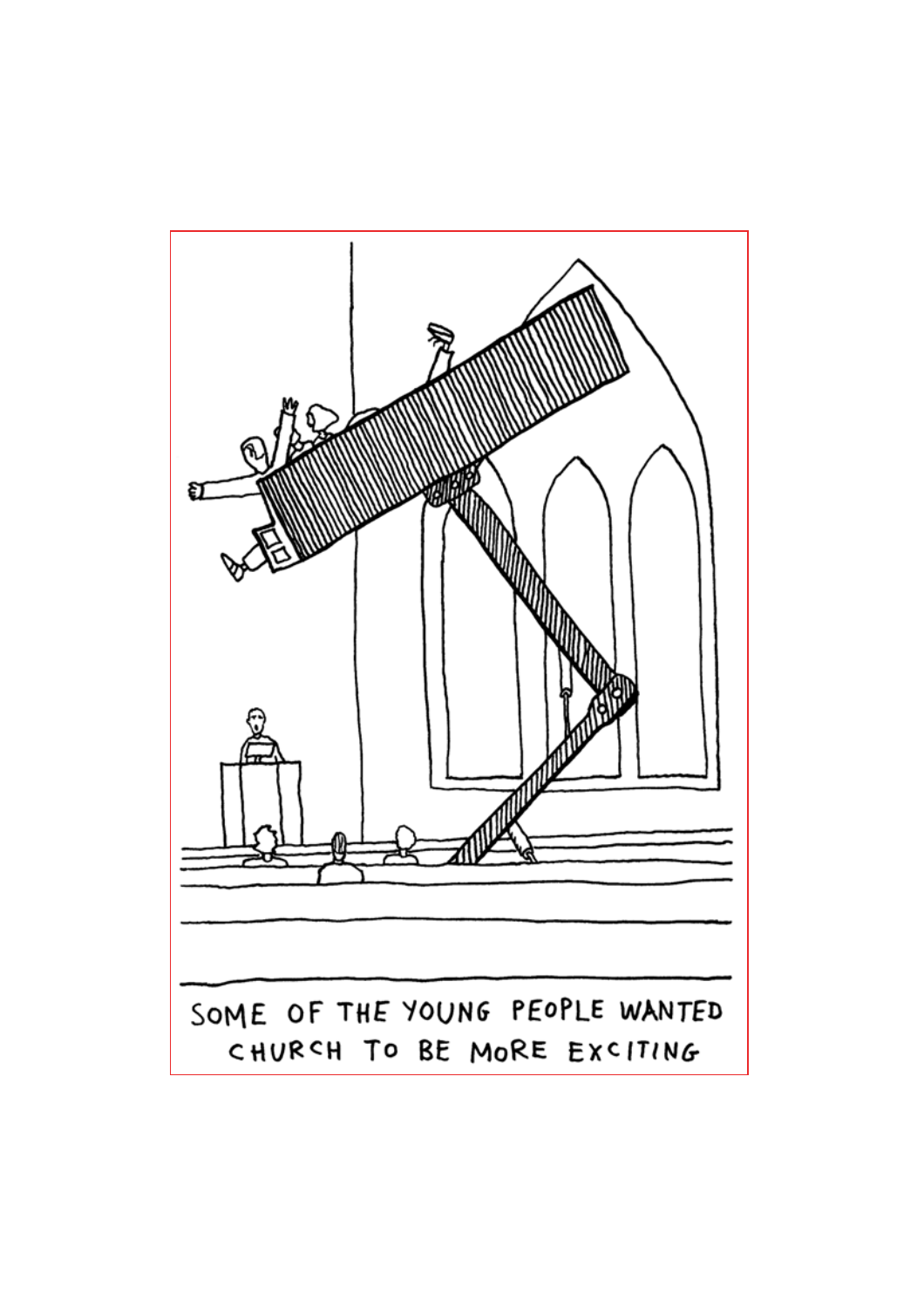SOME OF THE YOUNG PEOPLE WANTED CHURCH TO BE MORE EXCITING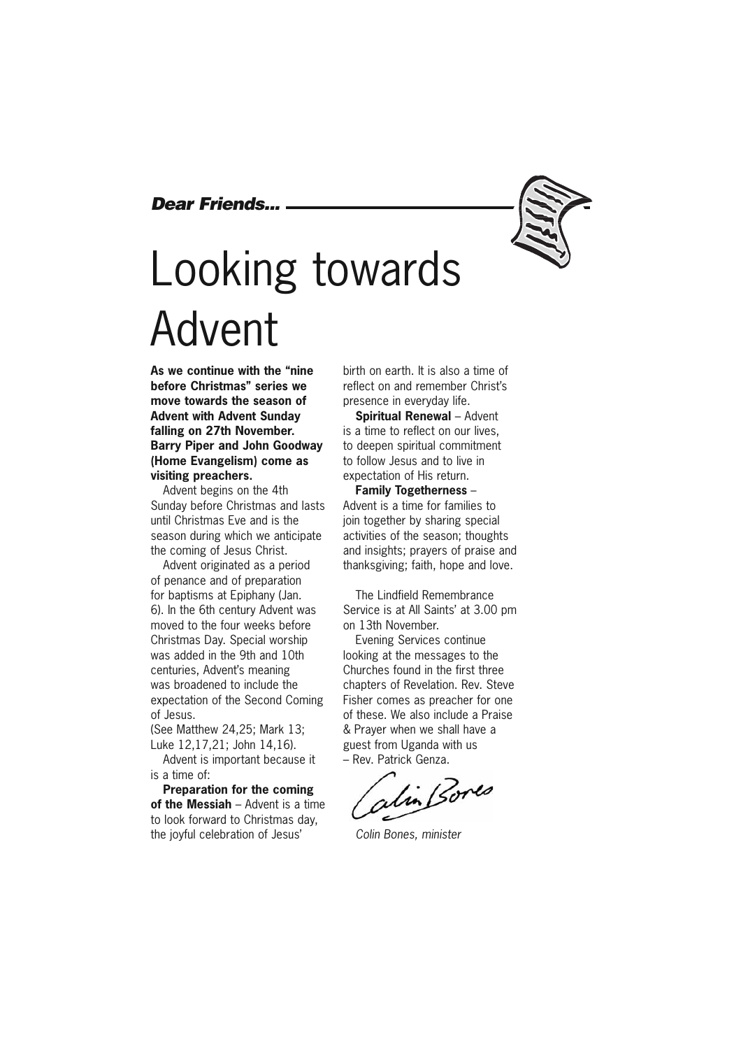***Dear Friends...***

# Looking towards Advent

**As we continue with the "nine before Christmas" series we move towards the season of Advent with Advent Sunday falling on 27th November. Barry Piper and John Goodway (Home Evangelism) come as visiting preachers.**

Advent begins on the 4th Sunday before Christmas and lasts until Christmas Eve and is the season during which we anticipate the coming of Jesus Christ.

Advent originated as a period of penance and of preparation for baptisms at Epiphany (Jan. 6). In the 6th century Advent was moved to the four weeks before Christmas Day. Special worship was added in the 9th and 10th centuries, Advent's meaning was broadened to include the expectation of the Second Coming of Jesus.
(See Matthew 24,25; Mark 13; Luke 12,17,21; John 14,16).

Advent is important because it is a time of:

**Preparation for the coming of the Messiah** – Advent is a time to look forward to Christmas day, the joyful celebration of Jesus' birth on earth. It is also a time of reflect on and remember Christ's presence in everyday life.

**Spiritual Renewal** – Advent is a time to reflect on our lives, to deepen spiritual commitment to follow Jesus and to live in expectation of His return.

**Family Togetherness** – Advent is a time for families to join together by sharing special activities of the season; thoughts and insights; prayers of praise and thanksgiving; faith, hope and love.

The Lindfield Remembrance Service is at All Saints' at 3.00 pm on 13th November.

Evening Services continue looking at the messages to the Churches found in the first three chapters of Revelation. Rev. Steve Fisher comes as preacher for one of these. We also include a Praise & Prayer when we shall have a guest from Uganda with us – Rev. Patrick Genza.

Colin Bones

*Colin Bones, minister*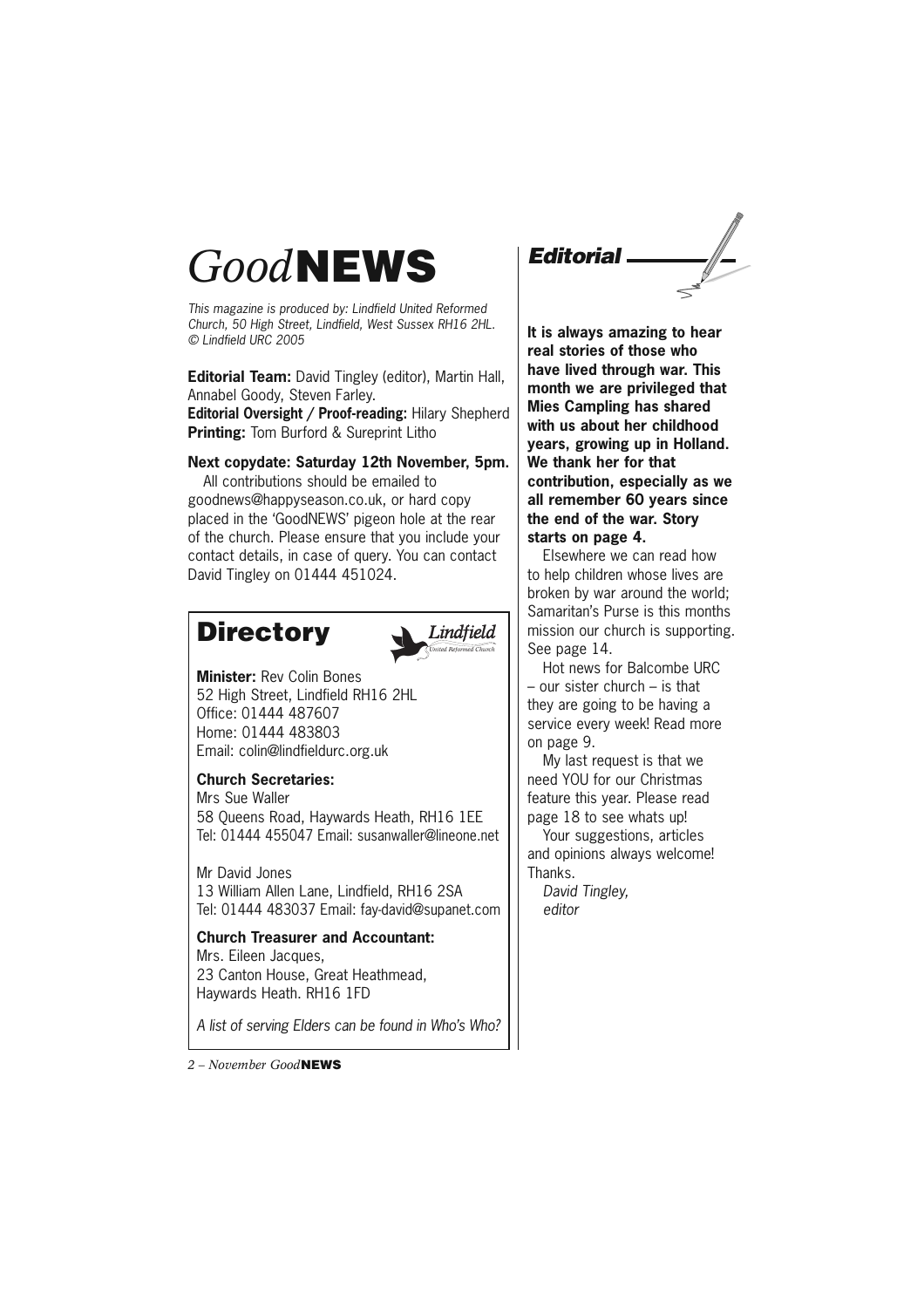# *Good*NEWS

*This magazine is produced by: Lindfield United Reformed Church, 50 High Street, Lindfield, West Sussex RH16 2HL. © Lindfield URC 2005*

**Editorial Team:** David Tingley (editor), Martin Hall, Annabel Goody, Steven Farley.
**Editorial Oversight / Proof-reading:** Hilary Shepherd
**Printing:** Tom Burford & Sureprint Litho

**Next copydate: Saturday 12th November, 5pm.**

All contributions should be emailed to goodnews@happyseason.co.uk, or hard copy placed in the 'GoodNEWS' pigeon hole at the rear of the church. Please ensure that you include your contact details, in case of query. You can contact David Tingley on 01444 451024.

## Directory

**Minister:** Rev Colin Bones
52 High Street, Lindfield RH16 2HL
Office: 01444 487607
Home: 01444 483803
Email: colin@lindfieldurc.org.uk

**Church Secretaries:**
Mrs Sue Waller
58 Queens Road, Haywards Heath, RH16 1EE
Tel: 01444 455047 Email: susanwaller@lineone.net

Mr David Jones
13 William Allen Lane, Lindfield, RH16 2SA
Tel: 01444 483037 Email: fay-david@supanet.com

**Church Treasurer and Accountant:**
Mrs. Eileen Jacques,
23 Canton House, Great Heathmead,
Haywards Heath. RH16 1FD

*A list of serving Elders can be found in Who's Who?*

## *Editorial*

**It is always amazing to hear real stories of those who have lived through war. This month we are privileged that Mies Campling has shared with us about her childhood years, growing up in Holland. We thank her for that contribution, especially as we all remember 60 years since the end of the war. Story starts on page 4.**

Elsewhere we can read how to help children whose lives are broken by war around the world; Samaritan's Purse is this months mission our church is supporting. See page 14.

Hot news for Balcombe URC – our sister church – is that they are going to be having a service every week! Read more on page 9.

My last request is that we need YOU for our Christmas feature this year. Please read page 18 to see whats up!

Your suggestions, articles and opinions always welcome! Thanks.

*David Tingley,*
*editor*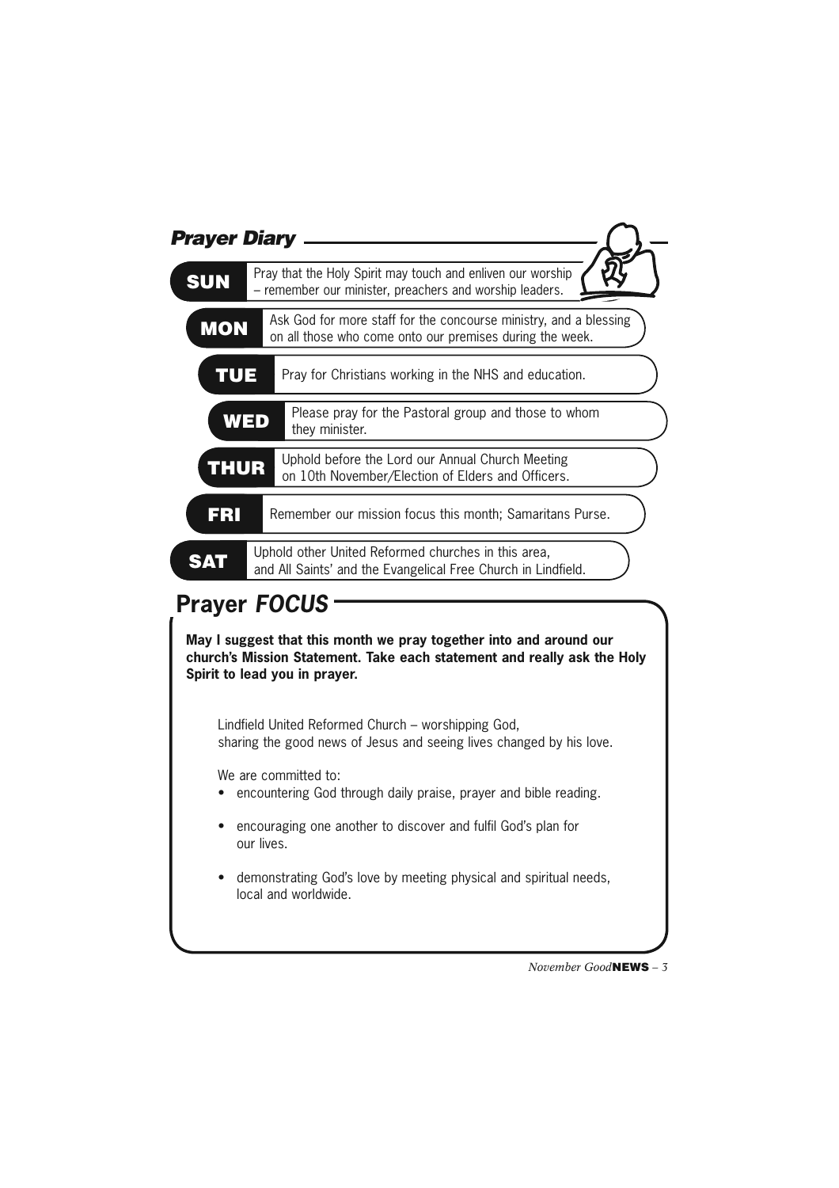## *Prayer Diary*

**SUN** Pray that the Holy Spirit may touch and enliven our worship – remember our minister, preachers and worship leaders.

**MON** Ask God for more staff for the concourse ministry, and a blessing on all those who come onto our premises during the week.

**TUE** Pray for Christians working in the NHS and education.

**WED** Please pray for the Pastoral group and those to whom they minister.

**THUR** Uphold before the Lord our Annual Church Meeting on 10th November/Election of Elders and Officers.

**FRI** Remember our mission focus this month; Samaritans Purse.

**SAT** Uphold other United Reformed churches in this area, and All Saints' and the Evangelical Free Church in Lindfield.

## Prayer *FOCUS*

**May I suggest that this month we pray together into and around our church's Mission Statement. Take each statement and really ask the Holy Spirit to lead you in prayer.**

Lindfield United Reformed Church – worshipping God, sharing the good news of Jesus and seeing lives changed by his love.

We are committed to:

- encountering God through daily praise, prayer and bible reading.
- encouraging one another to discover and fulfil God's plan for our lives.
- demonstrating God's love by meeting physical and spiritual needs, local and worldwide.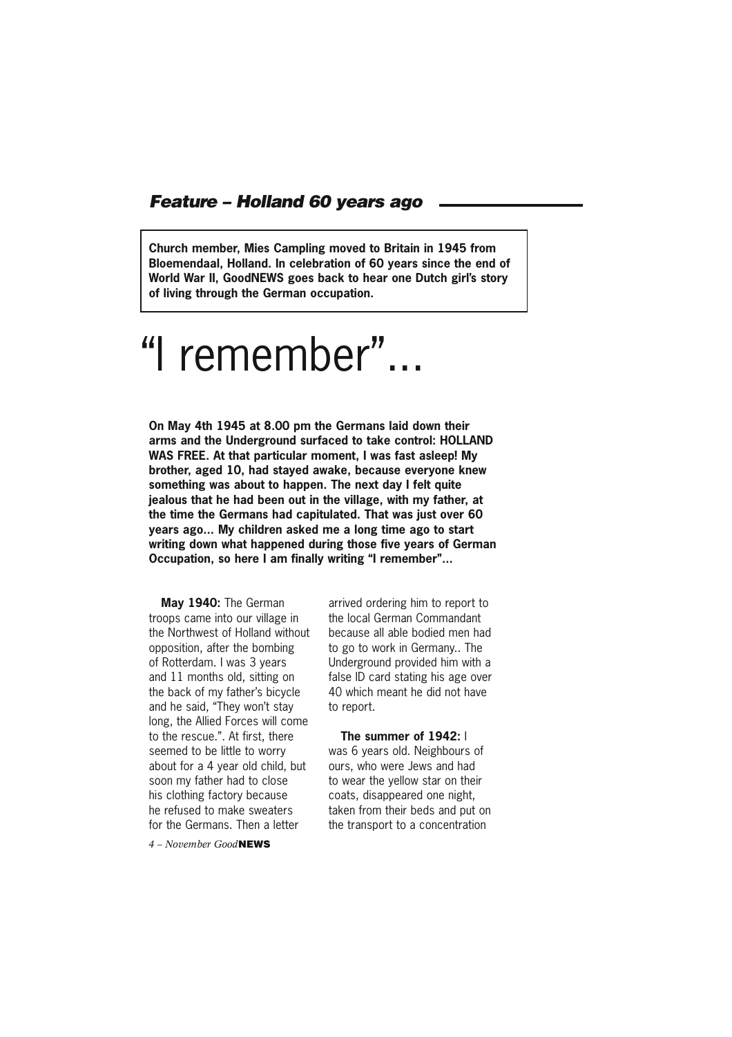*Feature – Holland 60 years ago*

**Church member, Mies Campling moved to Britain in 1945 from Bloemendaal, Holland. In celebration of 60 years since the end of World War II, GoodNEWS goes back to hear one Dutch girl's story of living through the German occupation.**

# "I remember"...

**On May 4th 1945 at 8.00 pm the Germans laid down their arms and the Underground surfaced to take control: HOLLAND WAS FREE. At that particular moment, I was fast asleep! My brother, aged 10, had stayed awake, because everyone knew something was about to happen. The next day I felt quite jealous that he had been out in the village, with my father, at the time the Germans had capitulated. That was just over 60 years ago... My children asked me a long time ago to start writing down what happened during those five years of German Occupation, so here I am finally writing "I remember"...**

**May 1940:** The German troops came into our village in the Northwest of Holland without opposition, after the bombing of Rotterdam. I was 3 years and 11 months old, sitting on the back of my father's bicycle and he said, "They won't stay long, the Allied Forces will come to the rescue.". At first, there seemed to be little to worry about for a 4 year old child, but soon my father had to close his clothing factory because he refused to make sweaters for the Germans. Then a letter arrived ordering him to report to the local German Commandant because all able bodied men had to go to work in Germany.. The Underground provided him with a false ID card stating his age over 40 which meant he did not have to report.

**The summer of 1942:** I was 6 years old. Neighbours of ours, who were Jews and had to wear the yellow star on their coats, disappeared one night, taken from their beds and put on the transport to a concentration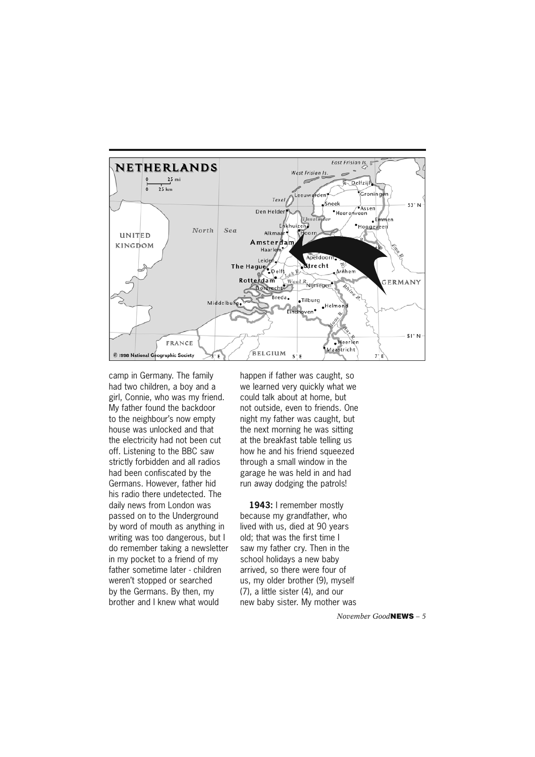camp in Germany. The family had two children, a boy and a girl, Connie, who was my friend. My father found the backdoor to the neighbour's now empty house was unlocked and that the electricity had not been cut off. Listening to the BBC saw strictly forbidden and all radios had been confiscated by the Germans. However, father hid his radio there undetected. The daily news from London was passed on to the Underground by word of mouth as anything in writing was too dangerous, but I do remember taking a newsletter in my pocket to a friend of my father sometime later - children weren't stopped or searched by the Germans. By then, my brother and I knew what would happen if father was caught, so we learned very quickly what we could talk about at home, but not outside, even to friends. One night my father was caught, but the next morning he was sitting at the breakfast table telling us how he and his friend squeezed through a small window in the garage he was held in and had run away dodging the patrols!

**1943:** I remember mostly because my grandfather, who lived with us, died at 90 years old; that was the first time I saw my father cry. Then in the school holidays a new baby arrived, so there were four of us, my older brother (9), myself (7), a little sister (4), and our new baby sister. My mother was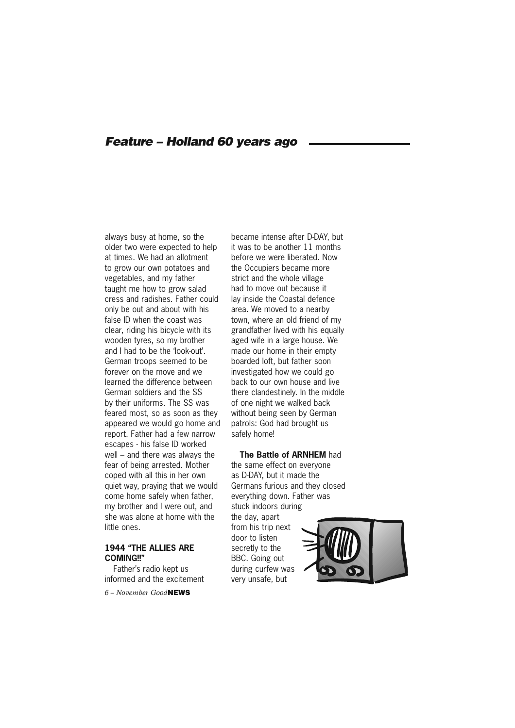## Feature – Holland 60 years ago

always busy at home, so the older two were expected to help at times. We had an allotment to grow our own potatoes and vegetables, and my father taught me how to grow salad cress and radishes. Father could only be out and about with his false ID when the coast was clear, riding his bicycle with its wooden tyres, so my brother and I had to be the 'look-out'. German troops seemed to be forever on the move and we learned the difference between German soldiers and the SS by their uniforms. The SS was feared most, so as soon as they appeared we would go home and report. Father had a few narrow escapes - his false ID worked well – and there was always the fear of being arrested. Mother coped with all this in her own quiet way, praying that we would come home safely when father, my brother and I were out, and she was alone at home with the little ones.

### 1944 "THE ALLIES ARE COMING!!"

Father's radio kept us informed and the excitement became intense after D-DAY, but it was to be another 11 months before we were liberated. Now the Occupiers became more strict and the whole village had to move out because it lay inside the Coastal defence area. We moved to a nearby town, where an old friend of my grandfather lived with his equally aged wife in a large house. We made our home in their empty boarded loft, but father soon investigated how we could go back to our own house and live there clandestinely. In the middle of one night we walked back without being seen by German patrols: God had brought us safely home!

**The Battle of ARNHEM** had the same effect on everyone as D-DAY, but it made the Germans furious and they closed everything down. Father was stuck indoors during the day, apart from his trip next door to listen secretly to the BBC. Going out during curfew was very unsafe, but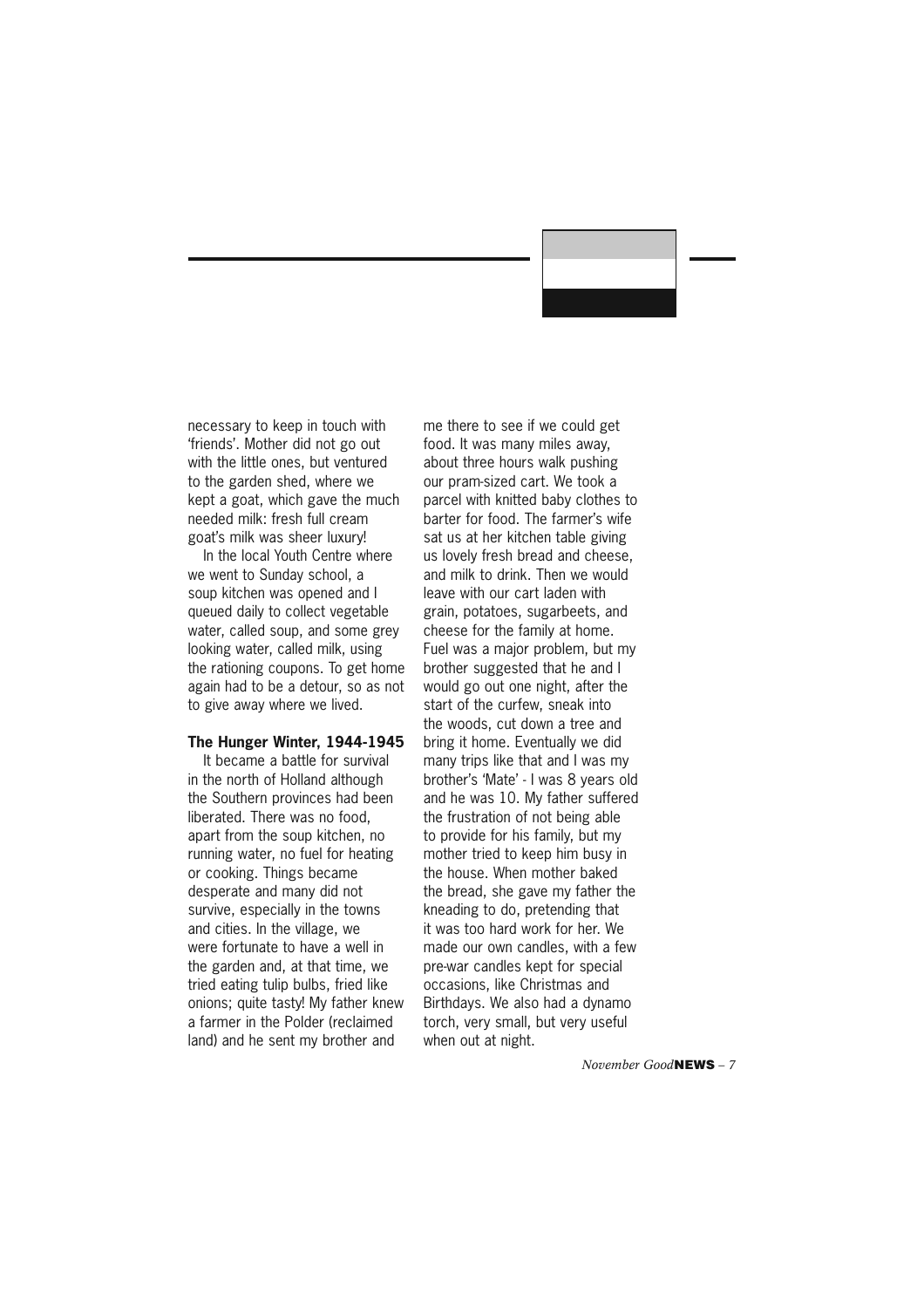necessary to keep in touch with 'friends'. Mother did not go out with the little ones, but ventured to the garden shed, where we kept a goat, which gave the much needed milk: fresh full cream goat's milk was sheer luxury!

In the local Youth Centre where we went to Sunday school, a soup kitchen was opened and I queued daily to collect vegetable water, called soup, and some grey looking water, called milk, using the rationing coupons. To get home again had to be a detour, so as not to give away where we lived.

**The Hunger Winter, 1944-1945**

It became a battle for survival in the north of Holland although the Southern provinces had been liberated. There was no food, apart from the soup kitchen, no running water, no fuel for heating or cooking. Things became desperate and many did not survive, especially in the towns and cities. In the village, we were fortunate to have a well in the garden and, at that time, we tried eating tulip bulbs, fried like onions; quite tasty! My father knew a farmer in the Polder (reclaimed land) and he sent my brother and me there to see if we could get food. It was many miles away, about three hours walk pushing our pram-sized cart. We took a parcel with knitted baby clothes to barter for food. The farmer's wife sat us at her kitchen table giving us lovely fresh bread and cheese, and milk to drink. Then we would leave with our cart laden with grain, potatoes, sugarbeets, and cheese for the family at home. Fuel was a major problem, but my brother suggested that he and I would go out one night, after the start of the curfew, sneak into the woods, cut down a tree and bring it home. Eventually we did many trips like that and I was my brother's 'Mate' - I was 8 years old and he was 10. My father suffered the frustration of not being able to provide for his family, but my mother tried to keep him busy in the house. When mother baked the bread, she gave my father the kneading to do, pretending that it was too hard work for her. We made our own candles, with a few pre-war candles kept for special occasions, like Christmas and Birthdays. We also had a dynamo torch, very small, but very useful when out at night.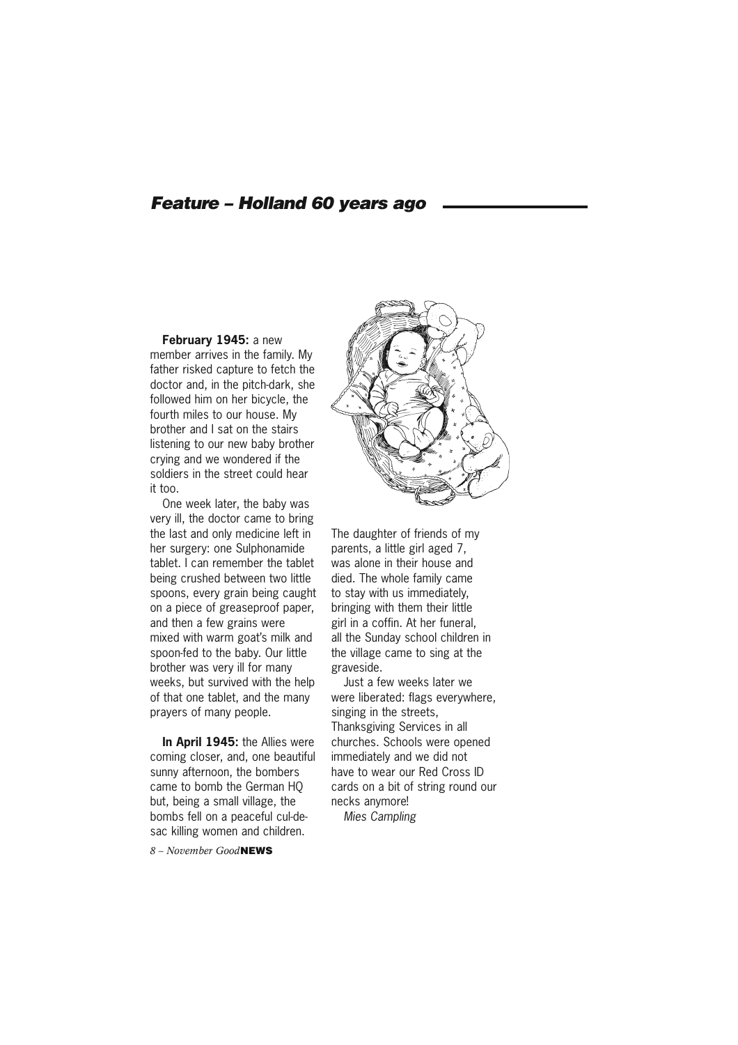## *Feature – Holland 60 years ago*

**February 1945:** a new member arrives in the family. My father risked capture to fetch the doctor and, in the pitch-dark, she followed him on her bicycle, the fourth miles to our house. My brother and I sat on the stairs listening to our new baby brother crying and we wondered if the soldiers in the street could hear it too.

One week later, the baby was very ill, the doctor came to bring the last and only medicine left in her surgery: one Sulphonamide tablet. I can remember the tablet being crushed between two little spoons, every grain being caught on a piece of greaseproof paper, and then a few grains were mixed with warm goat's milk and spoon-fed to the baby. Our little brother was very ill for many weeks, but survived with the help of that one tablet, and the many prayers of many people.

**In April 1945:** the Allies were coming closer, and, one beautiful sunny afternoon, the bombers came to bomb the German HQ but, being a small village, the bombs fell on a peaceful cul-de-sac killing women and children. The daughter of friends of my parents, a little girl aged 7, was alone in their house and died. The whole family came to stay with us immediately, bringing with them their little girl in a coffin. At her funeral, all the Sunday school children in the village came to sing at the graveside.

Just a few weeks later we were liberated: flags everywhere, singing in the streets, Thanksgiving Services in all churches. Schools were opened immediately and we did not have to wear our Red Cross ID cards on a bit of string round our necks anymore!

*Mies Campling*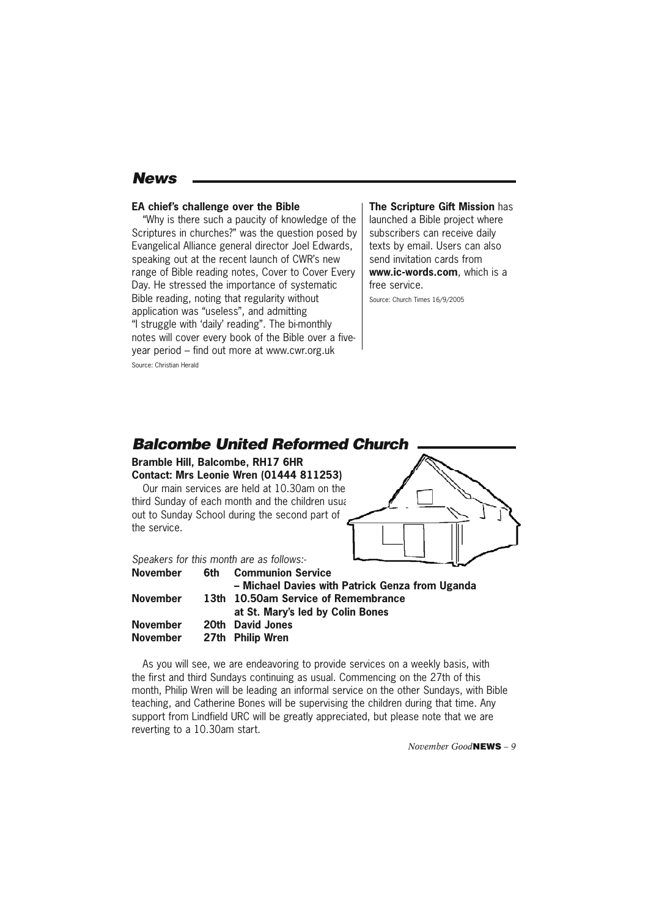## News

### EA chief's challenge over the Bible

"Why is there such a paucity of knowledge of the Scriptures in churches?" was the question posed by Evangelical Alliance general director Joel Edwards, speaking out at the recent launch of CWR's new range of Bible reading notes, Cover to Cover Every Day. He stressed the importance of systematic Bible reading, noting that regularity without application was "useless", and admitting "I struggle with 'daily' reading". The bi-monthly notes will cover every book of the Bible over a five-year period – find out more at www.cwr.org.uk

Source: Christian Herald

**The Scripture Gift Mission** has launched a Bible project where subscribers can receive daily texts by email. Users can also send invitation cards from **www.ic-words.com**, which is a free service.

Source: Church Times 16/9/2005

## Balcombe United Reformed Church

**Bramble Hill, Balcombe, RH17 6HR**
**Contact: Mrs Leonie Wren (01444 811253)**

Our main services are held at 10.30am on the third Sunday of each month and the children usua out to Sunday School during the second part of the service.

*Speakers for this month are as follows:-*

| | | |
|---|---|---|
| **November** | **6th** | **Communion Service – Michael Davies with Patrick Genza from Uganda** |
| **November** | **13th** | **10.50am Service of Remembrance at St. Mary's led by Colin Bones** |
| **November** | **20th** | **David Jones** |
| **November** | **27th** | **Philip Wren** |

As you will see, we are endeavoring to provide services on a weekly basis, with the first and third Sundays continuing as usual. Commencing on the 27th of this month, Philip Wren will be leading an informal service on the other Sundays, with Bible teaching, and Catherine Bones will be supervising the children during that time. Any support from Lindfield URC will be greatly appreciated, but please note that we are reverting to a 10.30am start.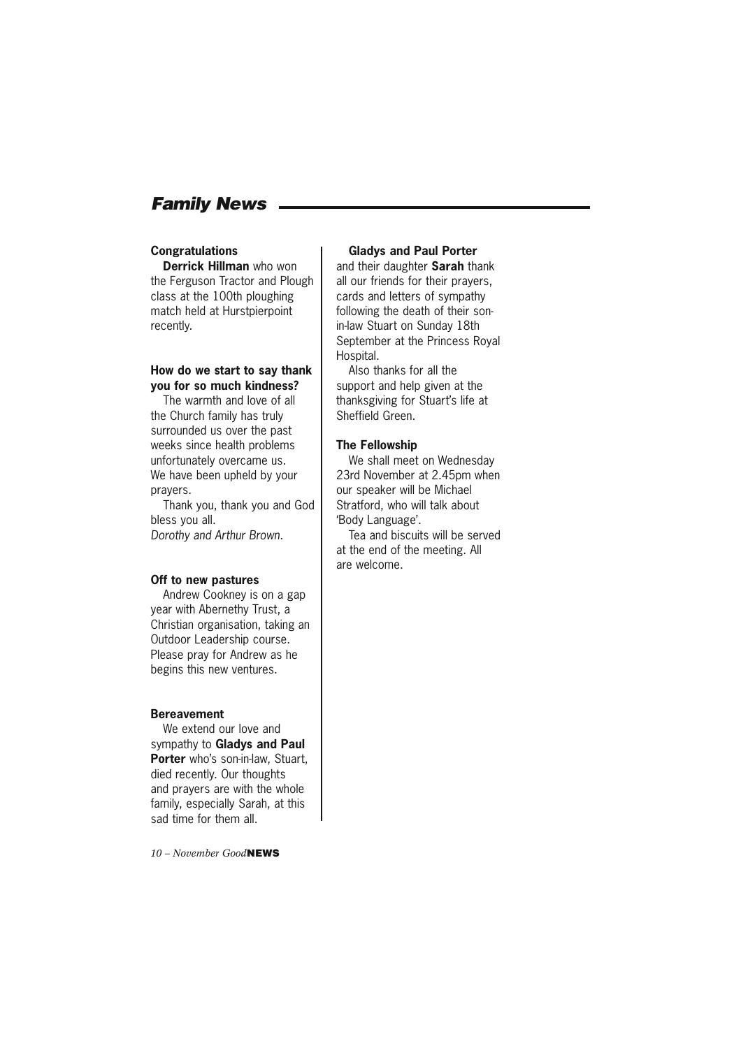## Family News

**Congratulations**

**Derrick Hillman** who won the Ferguson Tractor and Plough class at the 100th ploughing match held at Hurstpierpoint recently.

**How do we start to say thank you for so much kindness?**

The warmth and love of all the Church family has truly surrounded us over the past weeks since health problems unfortunately overcame us. We have been upheld by your prayers.

Thank you, thank you and God bless you all.

*Dorothy and Arthur Brown.*

**Off to new pastures**

Andrew Cookney is on a gap year with Abernethy Trust, a Christian organisation, taking an Outdoor Leadership course. Please pray for Andrew as he begins this new ventures.

**Bereavement**

We extend our love and sympathy to **Gladys and Paul Porter** who's son-in-law, Stuart, died recently. Our thoughts and prayers are with the whole family, especially Sarah, at this sad time for them all.

**Gladys and Paul Porter** and their daughter **Sarah** thank all our friends for their prayers, cards and letters of sympathy following the death of their son-in-law Stuart on Sunday 18th September at the Princess Royal Hospital.

Also thanks for all the support and help given at the thanksgiving for Stuart's life at Sheffield Green.

**The Fellowship**

We shall meet on Wednesday 23rd November at 2.45pm when our speaker will be Michael Stratford, who will talk about 'Body Language'.

Tea and biscuits will be served at the end of the meeting. All are welcome.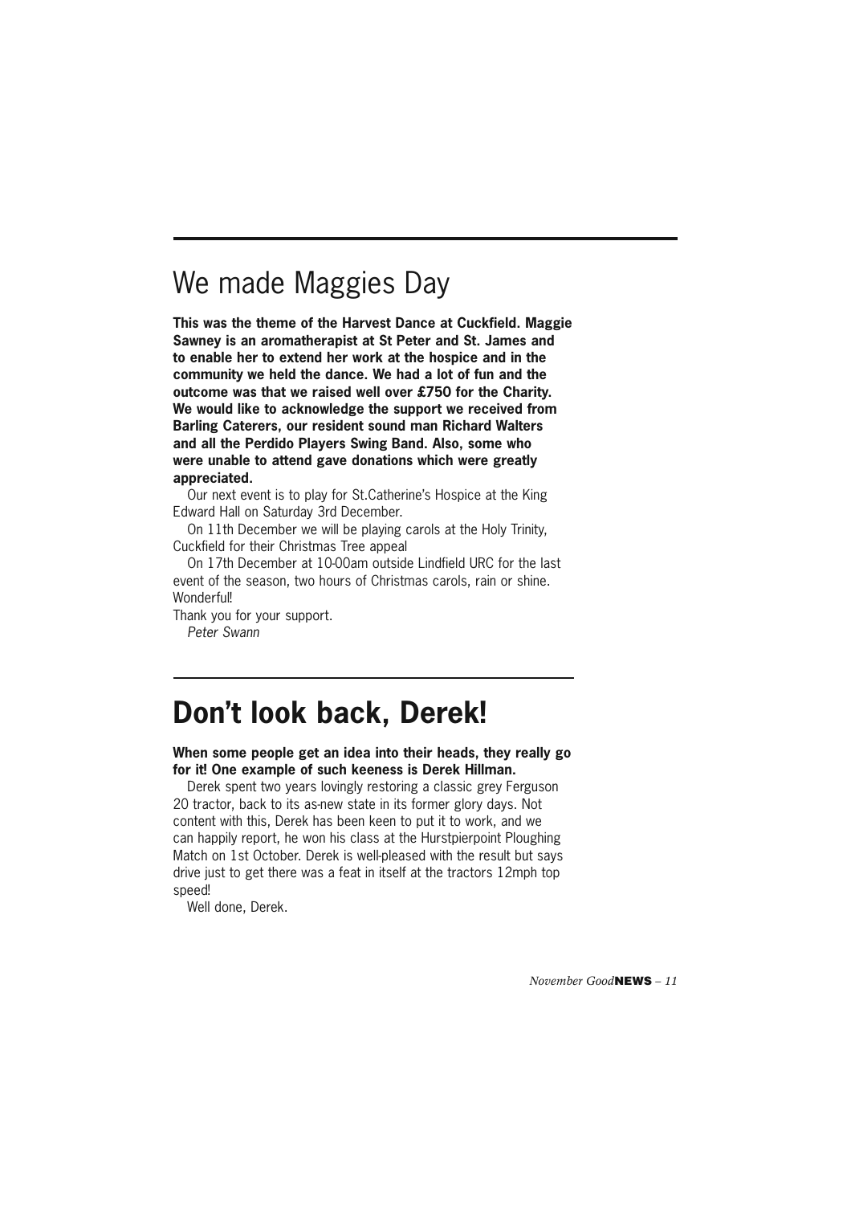# We made Maggies Day

**This was the theme of the Harvest Dance at Cuckfield. Maggie Sawney is an aromatherapist at St Peter and St. James and to enable her to extend her work at the hospice and in the community we held the dance. We had a lot of fun and the outcome was that we raised well over £750 for the Charity. We would like to acknowledge the support we received from Barling Caterers, our resident sound man Richard Walters and all the Perdido Players Swing Band. Also, some who were unable to attend gave donations which were greatly appreciated.**

Our next event is to play for St.Catherine's Hospice at the King Edward Hall on Saturday 3rd December.

On 11th December we will be playing carols at the Holy Trinity, Cuckfield for their Christmas Tree appeal

On 17th December at 10-00am outside Lindfield URC for the last event of the season, two hours of Christmas carols, rain or shine. Wonderful!

Thank you for your support.

*Peter Swann*

# Don't look back, Derek!

**When some people get an idea into their heads, they really go for it! One example of such keeness is Derek Hillman.**

Derek spent two years lovingly restoring a classic grey Ferguson 20 tractor, back to its as-new state in its former glory days. Not content with this, Derek has been keen to put it to work, and we can happily report, he won his class at the Hurstpierpoint Ploughing Match on 1st October. Derek is well-pleased with the result but says drive just to get there was a feat in itself at the tractors 12mph top speed!

Well done, Derek.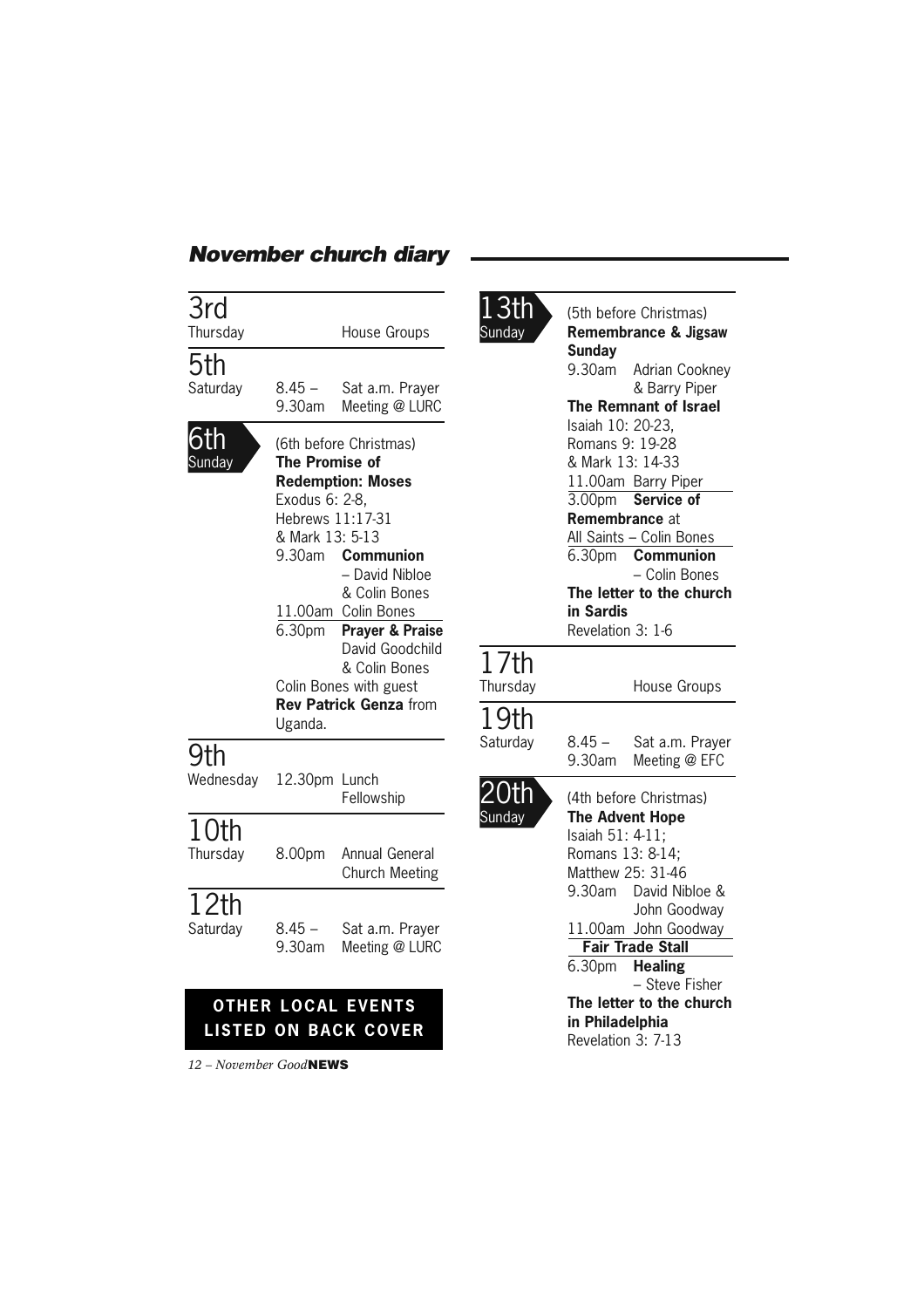## *November church diary*

### 3rd
Thursday — House Groups

### 5th
Saturday — 8.45 – 9.30am Sat a.m. Prayer Meeting @ LURC

### 6th
Sunday

(6th before Christmas)

**The Promise of Redemption: Moses**

Exodus 6: 2-8,
Hebrews 11:17-31
& Mark 13: 5-13

9.30am **Communion** – David Nibloe & Colin Bones

11.00am Colin Bones

6.30pm **Prayer & Praise** David Goodchild & Colin Bones

Colin Bones with guest **Rev Patrick Genza** from Uganda.

### 9th
Wednesday — 12.30pm Lunch Fellowship

### 10th
Thursday — 8.00pm Annual General Church Meeting

### 12th
Saturday — 8.45 – 9.30am Sat a.m. Prayer Meeting @ LURC

**OTHER LOCAL EVENTS LISTED ON BACK COVER**

### 13th
Sunday

(5th before Christmas)

**Remembrance & Jigsaw Sunday**

9.30am Adrian Cookney & Barry Piper

**The Remnant of Israel**

Isaiah 10: 20-23,
Romans 9: 19-28
& Mark 13: 14-33

11.00am Barry Piper

3.00pm **Service of Remembrance** at All Saints – Colin Bones

6.30pm **Communion** – Colin Bones

**The letter to the church in Sardis**

Revelation 3: 1-6

### 17th
Thursday — House Groups

### 19th
Saturday — 8.45 – 9.30am Sat a.m. Prayer Meeting @ EFC

### 20th
Sunday

(4th before Christmas)

**The Advent Hope**

Isaiah 51: 4-11;
Romans 13: 8-14;
Matthew 25: 31-46

9.30am David Nibloe & John Goodway

11.00am John Goodway

**Fair Trade Stall**

6.30pm **Healing** – Steve Fisher

**The letter to the church in Philadelphia**

Revelation 3: 7-13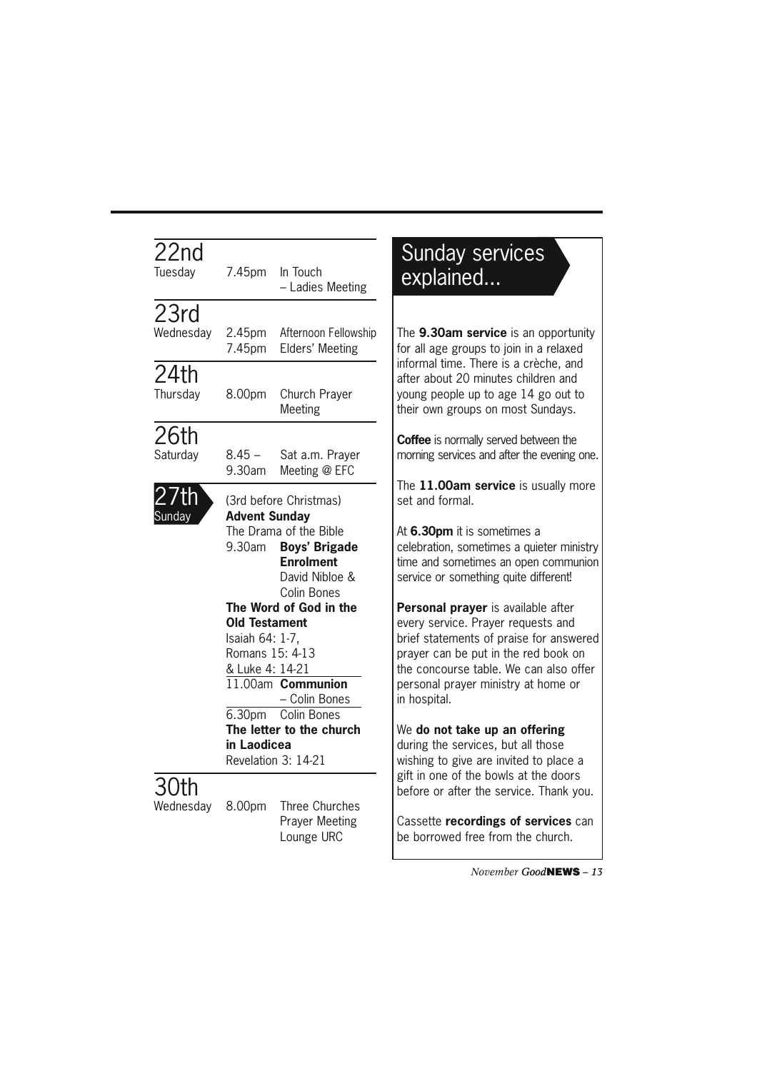## 22nd
Tuesday

7.45pm In Touch – Ladies Meeting

## 23rd
Wednesday

2.45pm Afternoon Fellowship
7.45pm Elders' Meeting

## 24th
Thursday

8.00pm Church Prayer Meeting

## 26th
Saturday

8.45 – 9.30am Sat a.m. Prayer Meeting @ EFC

## 27th
Sunday

(3rd before Christmas)
**Advent Sunday**
The Drama of the Bible

9.30am **Boys' Brigade Enrolment**
David Nibloe & Colin Bones

**The Word of God in the Old Testament**
Isaiah 64: 1-7,
Romans 15: 4-13
& Luke 4: 14-21

11.00am **Communion**
– Colin Bones

6.30pm Colin Bones
**The letter to the church in Laodicea**
Revelation 3: 14-21

## 30th
Wednesday

8.00pm Three Churches Prayer Meeting Lounge URC

## Sunday services explained...

The **9.30am service** is an opportunity for all age groups to join in a relaxed informal time. There is a crèche, and after about 20 minutes children and young people up to age 14 go out to their own groups on most Sundays.

**Coffee** is normally served between the morning services and after the evening one.

The **11.00am service** is usually more set and formal.

At **6.30pm** it is sometimes a celebration, sometimes a quieter ministry time and sometimes an open communion service or something quite different!

**Personal prayer** is available after every service. Prayer requests and brief statements of praise for answered prayer can be put in the red book on the concourse table. We can also offer personal prayer ministry at home or in hospital.

We **do not take up an offering** during the services, but all those wishing to give are invited to place a gift in one of the bowls at the doors before or after the service. Thank you.

Cassette **recordings of services** can be borrowed free from the church.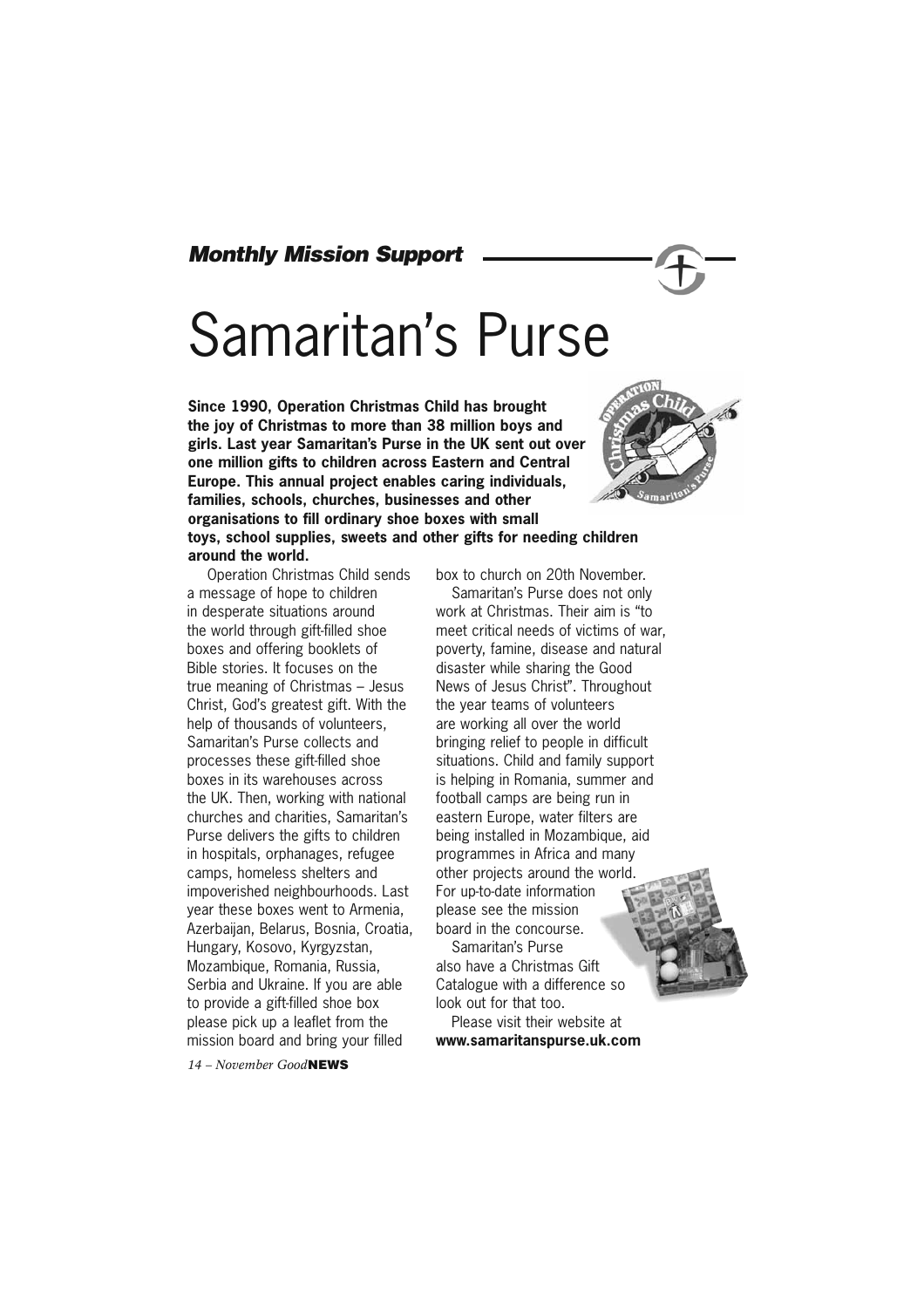*Monthly Mission Support*

# Samaritan's Purse

**Since 1990, Operation Christmas Child has brought the joy of Christmas to more than 38 million boys and girls. Last year Samaritan's Purse in the UK sent out over one million gifts to children across Eastern and Central Europe. This annual project enables caring individuals, families, schools, churches, businesses and other organisations to fill ordinary shoe boxes with small toys, school supplies, sweets and other gifts for needing children around the world.**

Operation Christmas Child sends a message of hope to children in desperate situations around the world through gift-filled shoe boxes and offering booklets of Bible stories. It focuses on the true meaning of Christmas – Jesus Christ, God's greatest gift. With the help of thousands of volunteers, Samaritan's Purse collects and processes these gift-filled shoe boxes in its warehouses across the UK. Then, working with national churches and charities, Samaritan's Purse delivers the gifts to children in hospitals, orphanages, refugee camps, homeless shelters and impoverished neighbourhoods. Last year these boxes went to Armenia, Azerbaijan, Belarus, Bosnia, Croatia, Hungary, Kosovo, Kyrgyzstan, Mozambique, Romania, Russia, Serbia and Ukraine. If you are able to provide a gift-filled shoe box please pick up a leaflet from the mission board and bring your filled box to church on 20th November.

Samaritan's Purse does not only work at Christmas. Their aim is "to meet critical needs of victims of war, poverty, famine, disease and natural disaster while sharing the Good News of Jesus Christ". Throughout the year teams of volunteers are working all over the world bringing relief to people in difficult situations. Child and family support is helping in Romania, summer and football camps are being run in eastern Europe, water filters are being installed in Mozambique, aid programmes in Africa and many other projects around the world. For up-to-date information please see the mission board in the concourse.

Samaritan's Purse also have a Christmas Gift Catalogue with a difference so look out for that too.

Please visit their website at **www.samaritanspurse.uk.com**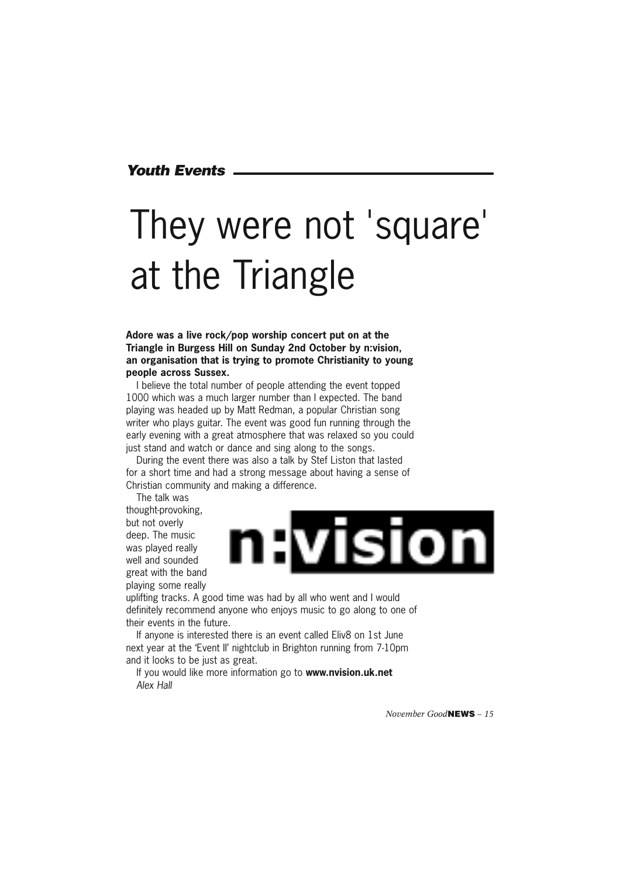*Youth Events*

# They were not 'square' at the Triangle

**Adore was a live rock/pop worship concert put on at the Triangle in Burgess Hill on Sunday 2nd October by n:vision, an organisation that is trying to promote Christianity to young people across Sussex.**

I believe the total number of people attending the event topped 1000 which was a much larger number than I expected. The band playing was headed up by Matt Redman, a popular Christian song writer who plays guitar. The event was good fun running through the early evening with a great atmosphere that was relaxed so you could just stand and watch or dance and sing along to the songs.

During the event there was also a talk by Stef Liston that lasted for a short time and had a strong message about having a sense of Christian community and making a difference.

n:vision

The talk was thought-provoking, but not overly deep. The music was played really well and sounded great with the band playing some really uplifting tracks. A good time was had by all who went and I would definitely recommend anyone who enjoys music to go along to one of their events in the future.

If anyone is interested there is an event called Eliv8 on 1st June next year at the 'Event II' nightclub in Brighton running from 7-10pm and it looks to be just as great.

If you would like more information go to **www.nvision.uk.net**

*Alex Hall*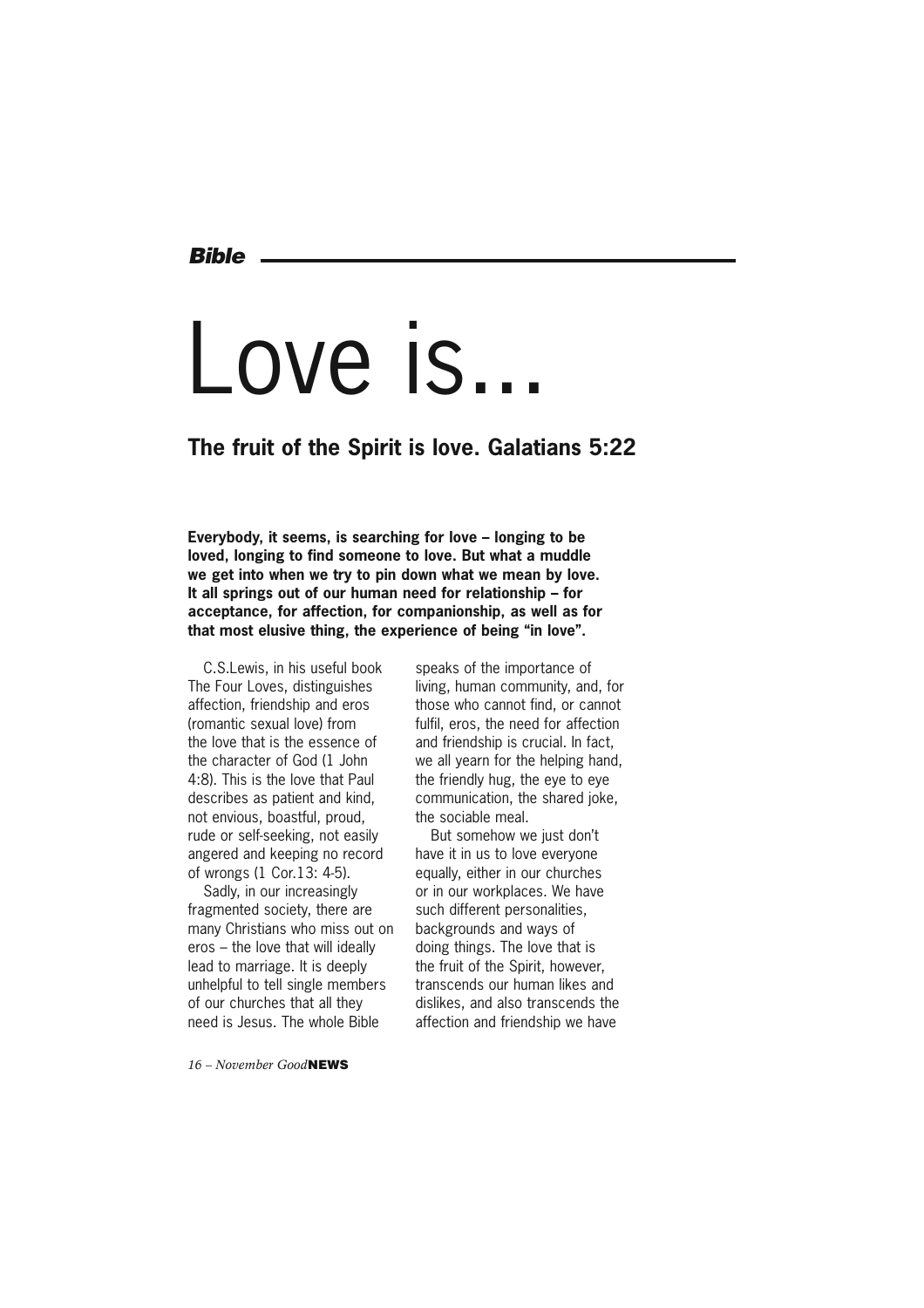*Bible*

# Love is...

## The fruit of the Spirit is love. Galatians 5:22

**Everybody, it seems, is searching for love – longing to be loved, longing to find someone to love. But what a muddle we get into when we try to pin down what we mean by love. It all springs out of our human need for relationship – for acceptance, for affection, for companionship, as well as for that most elusive thing, the experience of being "in love".**

C.S.Lewis, in his useful book The Four Loves, distinguishes affection, friendship and eros (romantic sexual love) from the love that is the essence of the character of God (1 John 4:8). This is the love that Paul describes as patient and kind, not envious, boastful, proud, rude or self-seeking, not easily angered and keeping no record of wrongs (1 Cor.13: 4-5).

Sadly, in our increasingly fragmented society, there are many Christians who miss out on eros – the love that will ideally lead to marriage. It is deeply unhelpful to tell single members of our churches that all they need is Jesus. The whole Bible speaks of the importance of living, human community, and, for those who cannot find, or cannot fulfil, eros, the need for affection and friendship is crucial. In fact, we all yearn for the helping hand, the friendly hug, the eye to eye communication, the shared joke, the sociable meal.

But somehow we just don't have it in us to love everyone equally, either in our churches or in our workplaces. We have such different personalities, backgrounds and ways of doing things. The love that is the fruit of the Spirit, however, transcends our human likes and dislikes, and also transcends the affection and friendship we have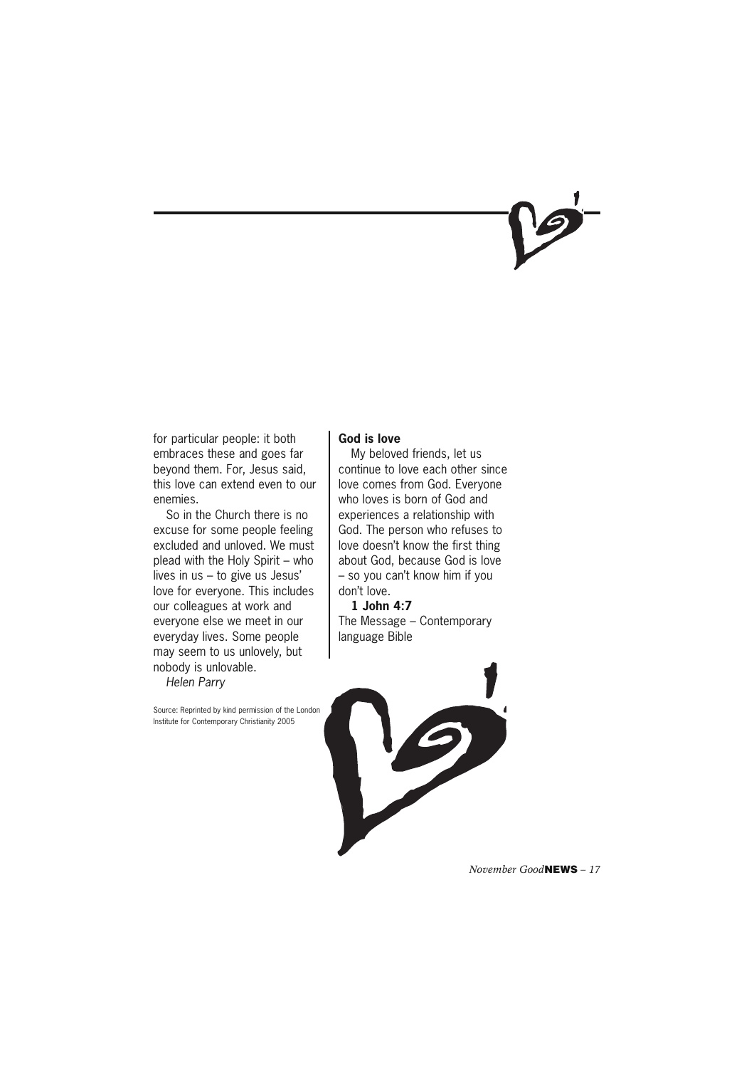for particular people: it both embraces these and goes far beyond them. For, Jesus said, this love can extend even to our enemies.

So in the Church there is no excuse for some people feeling excluded and unloved. We must plead with the Holy Spirit – who lives in us – to give us Jesus' love for everyone. This includes our colleagues at work and everyone else we meet in our everyday lives. Some people may seem to us unlovely, but nobody is unlovable.

*Helen Parry*

Source: Reprinted by kind permission of the London Institute for Contemporary Christianity 2005

**God is love**

My beloved friends, let us continue to love each other since love comes from God. Everyone who loves is born of God and experiences a relationship with God. The person who refuses to love doesn't know the first thing about God, because God is love – so you can't know him if you don't love.

**1 John 4:7**
The Message – Contemporary language Bible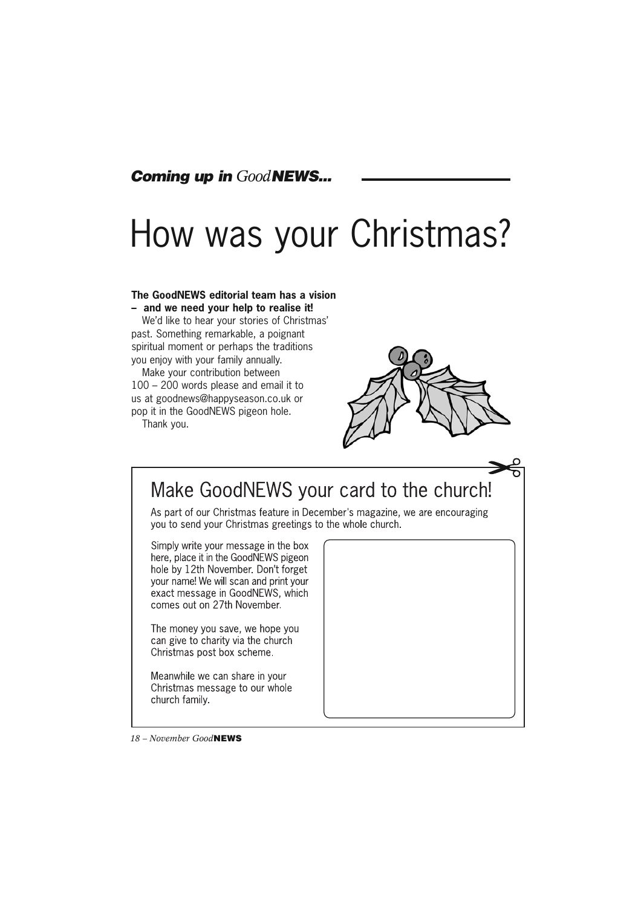***Coming up in** Good**NEWS...***

# How was your Christmas?

**The GoodNEWS editorial team has a vision – and we need your help to realise it!**

We'd like to hear your stories of Christmas' past. Something remarkable, a poignant spiritual moment or perhaps the traditions you enjoy with your family annually.

Make your contribution between 100 – 200 words please and email it to us at goodnews@happyseason.co.uk or pop it in the GoodNEWS pigeon hole.

Thank you.

## Make GoodNEWS your card to the church!

As part of our Christmas feature in December's magazine, we are encouraging you to send your Christmas greetings to the whole church.

Simply write your message in the box here, place it in the GoodNEWS pigeon hole by 12th November. Don't forget your name! We will scan and print your exact message in GoodNEWS, which comes out on 27th November.

The money you save, we hope you can give to charity via the church Christmas post box scheme.

Meanwhile we can share in your Christmas message to our whole church family.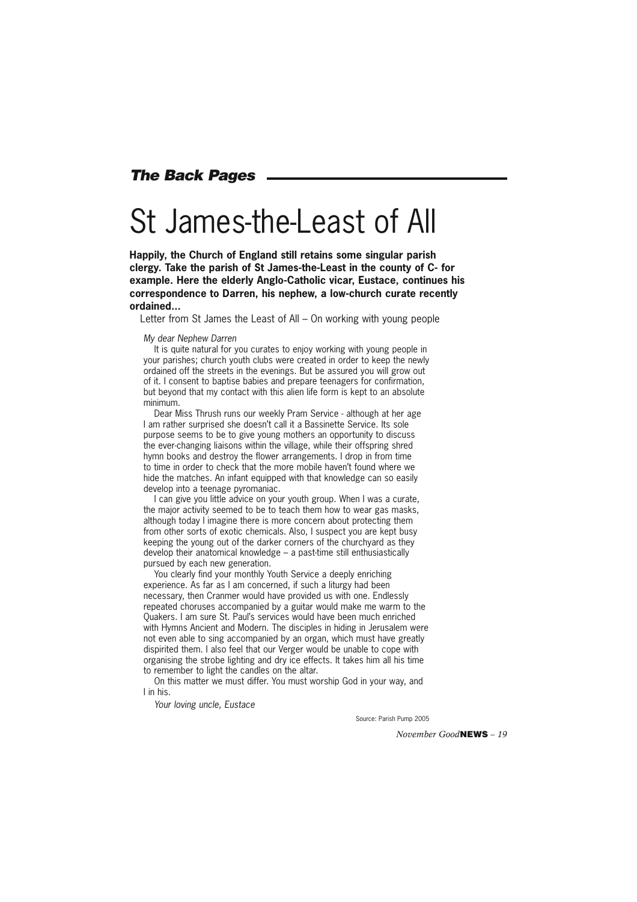***The Back Pages***

# St James-the-Least of All

**Happily, the Church of England still retains some singular parish clergy. Take the parish of St James-the-Least in the county of C- for example. Here the elderly Anglo-Catholic vicar, Eustace, continues his correspondence to Darren, his nephew, a low-church curate recently ordained...**

Letter from St James the Least of All – On working with young people

*My dear Nephew Darren*

It is quite natural for you curates to enjoy working with young people in your parishes; church youth clubs were created in order to keep the newly ordained off the streets in the evenings. But be assured you will grow out of it. I consent to baptise babies and prepare teenagers for confirmation, but beyond that my contact with this alien life form is kept to an absolute minimum.

Dear Miss Thrush runs our weekly Pram Service - although at her age I am rather surprised she doesn't call it a Bassinette Service. Its sole purpose seems to be to give young mothers an opportunity to discuss the ever-changing liaisons within the village, while their offspring shred hymn books and destroy the flower arrangements. I drop in from time to time in order to check that the more mobile haven't found where we hide the matches. An infant equipped with that knowledge can so easily develop into a teenage pyromaniac.

I can give you little advice on your youth group. When I was a curate, the major activity seemed to be to teach them how to wear gas masks, although today I imagine there is more concern about protecting them from other sorts of exotic chemicals. Also, I suspect you are kept busy keeping the young out of the darker corners of the churchyard as they develop their anatomical knowledge – a past-time still enthusiastically pursued by each new generation.

You clearly find your monthly Youth Service a deeply enriching experience. As far as I am concerned, if such a liturgy had been necessary, then Cranmer would have provided us with one. Endlessly repeated choruses accompanied by a guitar would make me warm to the Quakers. I am sure St. Paul's services would have been much enriched with Hymns Ancient and Modern. The disciples in hiding in Jerusalem were not even able to sing accompanied by an organ, which must have greatly dispirited them. I also feel that our Verger would be unable to cope with organising the strobe lighting and dry ice effects. It takes him all his time to remember to light the candles on the altar.

On this matter we must differ. You must worship God in your way, and I in his.

*Your loving uncle, Eustace*

Source: Parish Pump 2005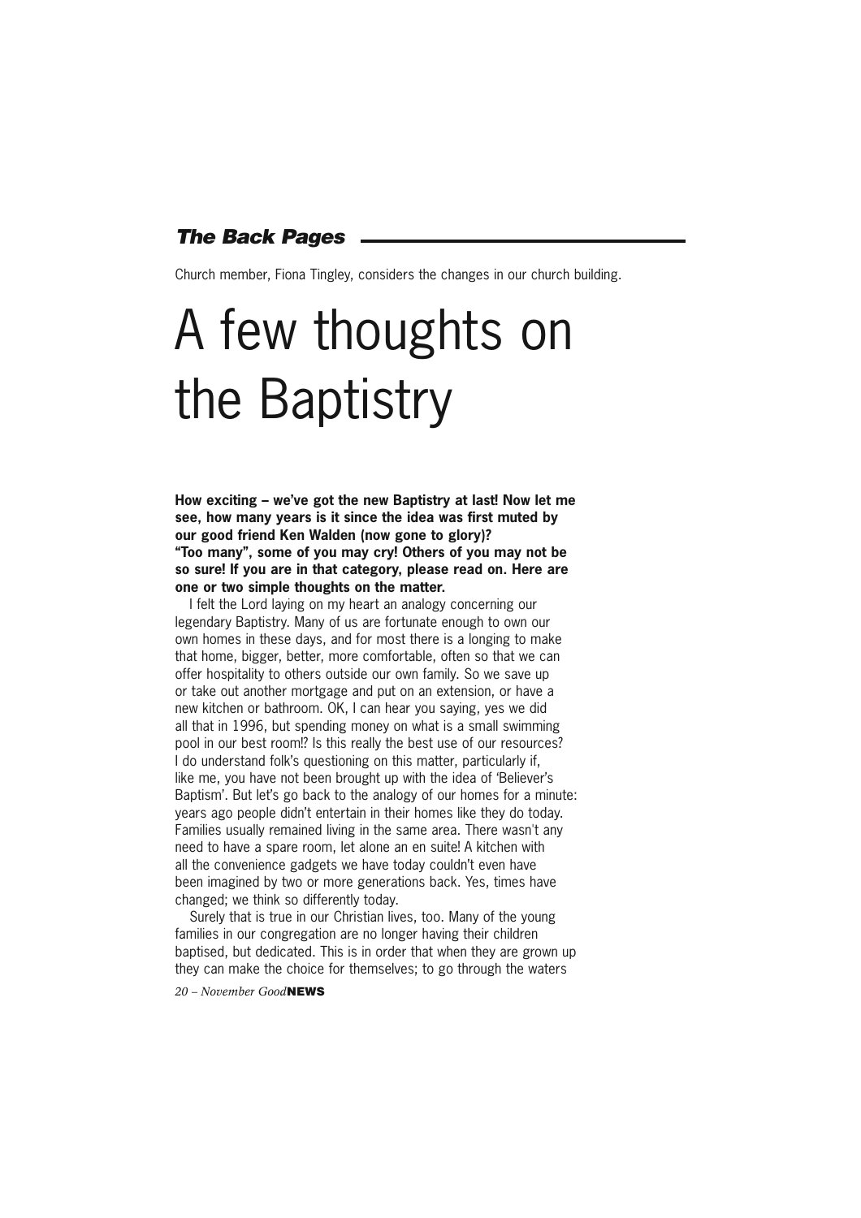*The Back Pages*

Church member, Fiona Tingley, considers the changes in our church building.

# A few thoughts on the Baptistry

**How exciting – we've got the new Baptistry at last! Now let me see, how many years is it since the idea was first muted by our good friend Ken Walden (now gone to glory)? "Too many", some of you may cry! Others of you may not be so sure! If you are in that category, please read on. Here are one or two simple thoughts on the matter.**

I felt the Lord laying on my heart an analogy concerning our legendary Baptistry. Many of us are fortunate enough to own our own homes in these days, and for most there is a longing to make that home, bigger, better, more comfortable, often so that we can offer hospitality to others outside our own family. So we save up or take out another mortgage and put on an extension, or have a new kitchen or bathroom. OK, I can hear you saying, yes we did all that in 1996, but spending money on what is a small swimming pool in our best room!? Is this really the best use of our resources? I do understand folk's questioning on this matter, particularly if, like me, you have not been brought up with the idea of 'Believer's Baptism'. But let's go back to the analogy of our homes for a minute: years ago people didn't entertain in their homes like they do today. Families usually remained living in the same area. There wasn't any need to have a spare room, let alone an en suite! A kitchen with all the convenience gadgets we have today couldn't even have been imagined by two or more generations back. Yes, times have changed; we think so differently today.

Surely that is true in our Christian lives, too. Many of the young families in our congregation are no longer having their children baptised, but dedicated. This is in order that when they are grown up they can make the choice for themselves; to go through the waters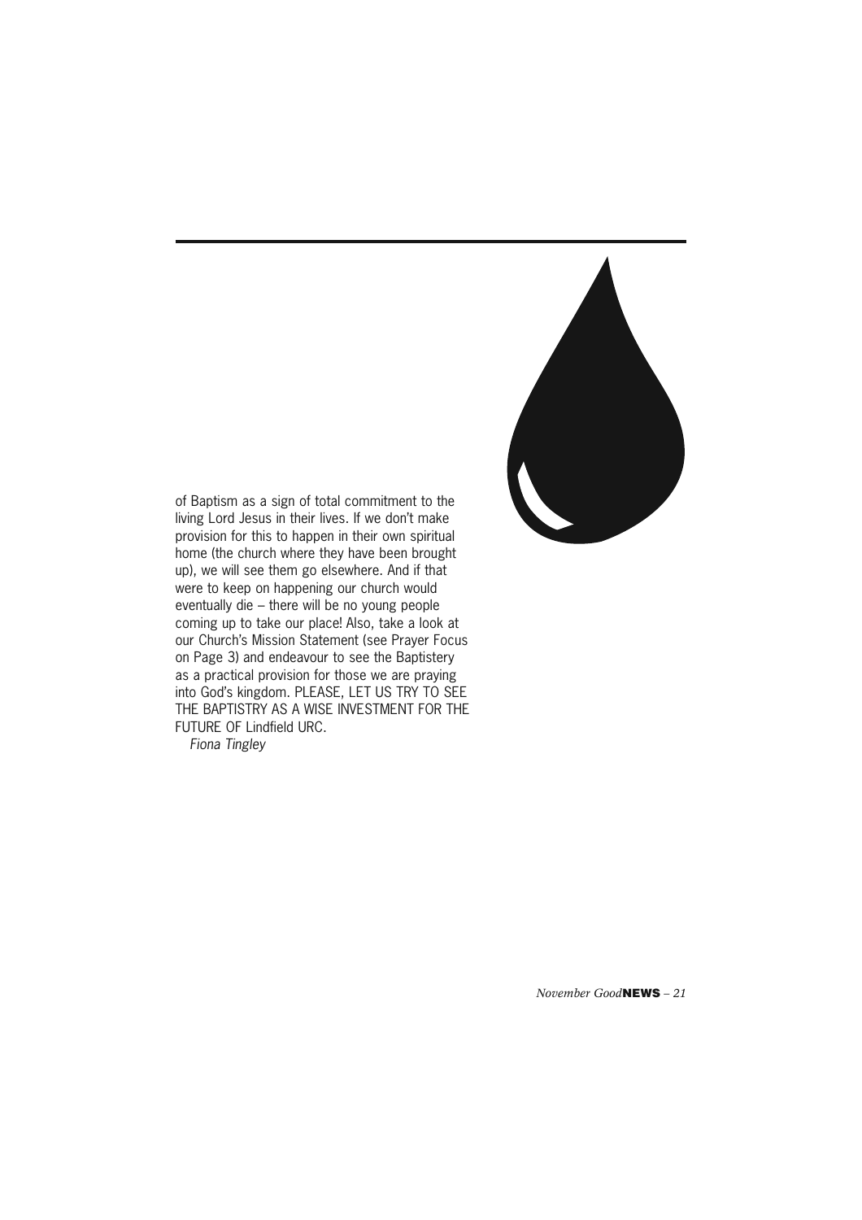of Baptism as a sign of total commitment to the living Lord Jesus in their lives. If we don't make provision for this to happen in their own spiritual home (the church where they have been brought up), we will see them go elsewhere. And if that were to keep on happening our church would eventually die – there will be no young people coming up to take our place! Also, take a look at our Church's Mission Statement (see Prayer Focus on Page 3) and endeavour to see the Baptistery as a practical provision for those we are praying into God's kingdom. PLEASE, LET US TRY TO SEE THE BAPTISTRY AS A WISE INVESTMENT FOR THE FUTURE OF Lindfield URC.

*Fiona Tingley*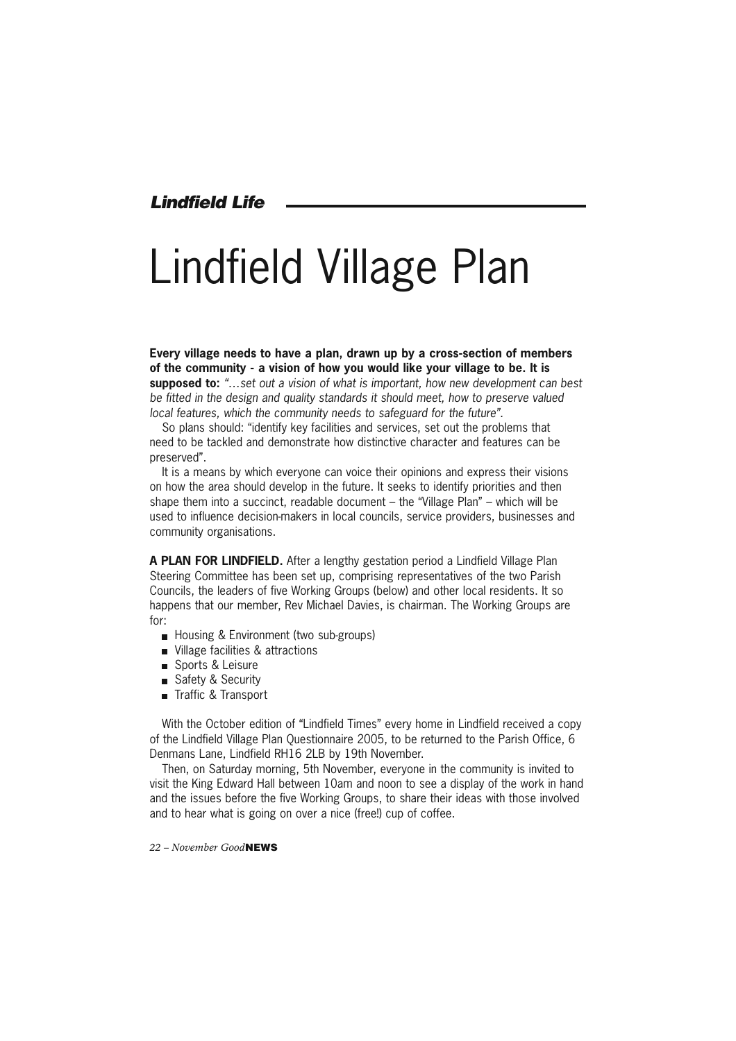# Lindfield Village Plan

**Every village needs to have a plan, drawn up by a cross-section of members of the community - a vision of how you would like your village to be. It is supposed to:** *"…set out a vision of what is important, how new development can best be fitted in the design and quality standards it should meet, how to preserve valued local features, which the community needs to safeguard for the future".*

So plans should: "identify key facilities and services, set out the problems that need to be tackled and demonstrate how distinctive character and features can be preserved".

It is a means by which everyone can voice their opinions and express their visions on how the area should develop in the future. It seeks to identify priorities and then shape them into a succinct, readable document – the "Village Plan" – which will be used to influence decision-makers in local councils, service providers, businesses and community organisations.

**A PLAN FOR LINDFIELD.** After a lengthy gestation period a Lindfield Village Plan Steering Committee has been set up, comprising representatives of the two Parish Councils, the leaders of five Working Groups (below) and other local residents. It so happens that our member, Rev Michael Davies, is chairman. The Working Groups are for:

- Housing & Environment (two sub-groups)
- Village facilities & attractions
- Sports & Leisure
- Safety & Security
- Traffic & Transport

With the October edition of "Lindfield Times" every home in Lindfield received a copy of the Lindfield Village Plan Questionnaire 2005, to be returned to the Parish Office, 6 Denmans Lane, Lindfield RH16 2LB by 19th November.

Then, on Saturday morning, 5th November, everyone in the community is invited to visit the King Edward Hall between 10am and noon to see a display of the work in hand and the issues before the five Working Groups, to share their ideas with those involved and to hear what is going on over a nice (free!) cup of coffee.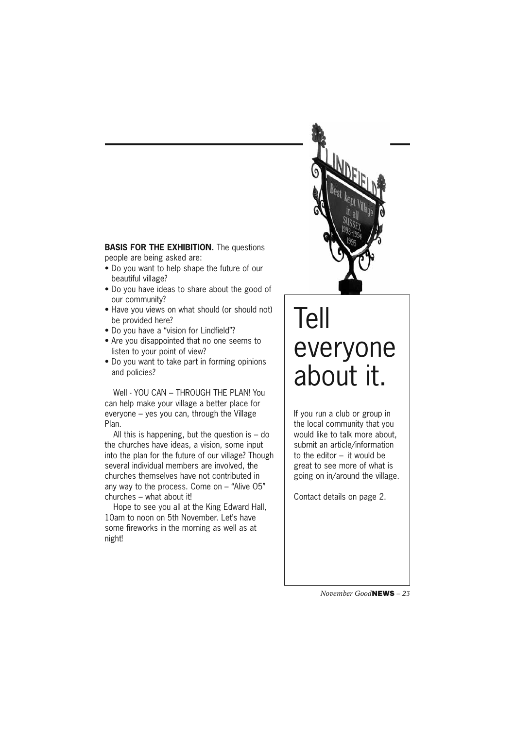**BASIS FOR THE EXHIBITION.** The questions people are being asked are:

- Do you want to help shape the future of our beautiful village?
- Do you have ideas to share about the good of our community?
- Have you views on what should (or should not) be provided here?
- Do you have a "vision for Lindfield"?
- Are you disappointed that no one seems to listen to your point of view?
- Do you want to take part in forming opinions and policies?

Well - YOU CAN – THROUGH THE PLAN! You can help make your village a better place for everyone – yes you can, through the Village Plan.

All this is happening, but the question is – do the churches have ideas, a vision, some input into the plan for the future of our village? Though several individual members are involved, the churches themselves have not contributed in any way to the process. Come on – "Alive 05" churches – what about it!

Hope to see you all at the King Edward Hall, 10am to noon on 5th November. Let's have some fireworks in the morning as well as at night!

# Tell everyone about it.

If you run a club or group in the local community that you would like to talk more about, submit an article/information to the editor – it would be great to see more of what is going on in/around the village.

Contact details on page 2.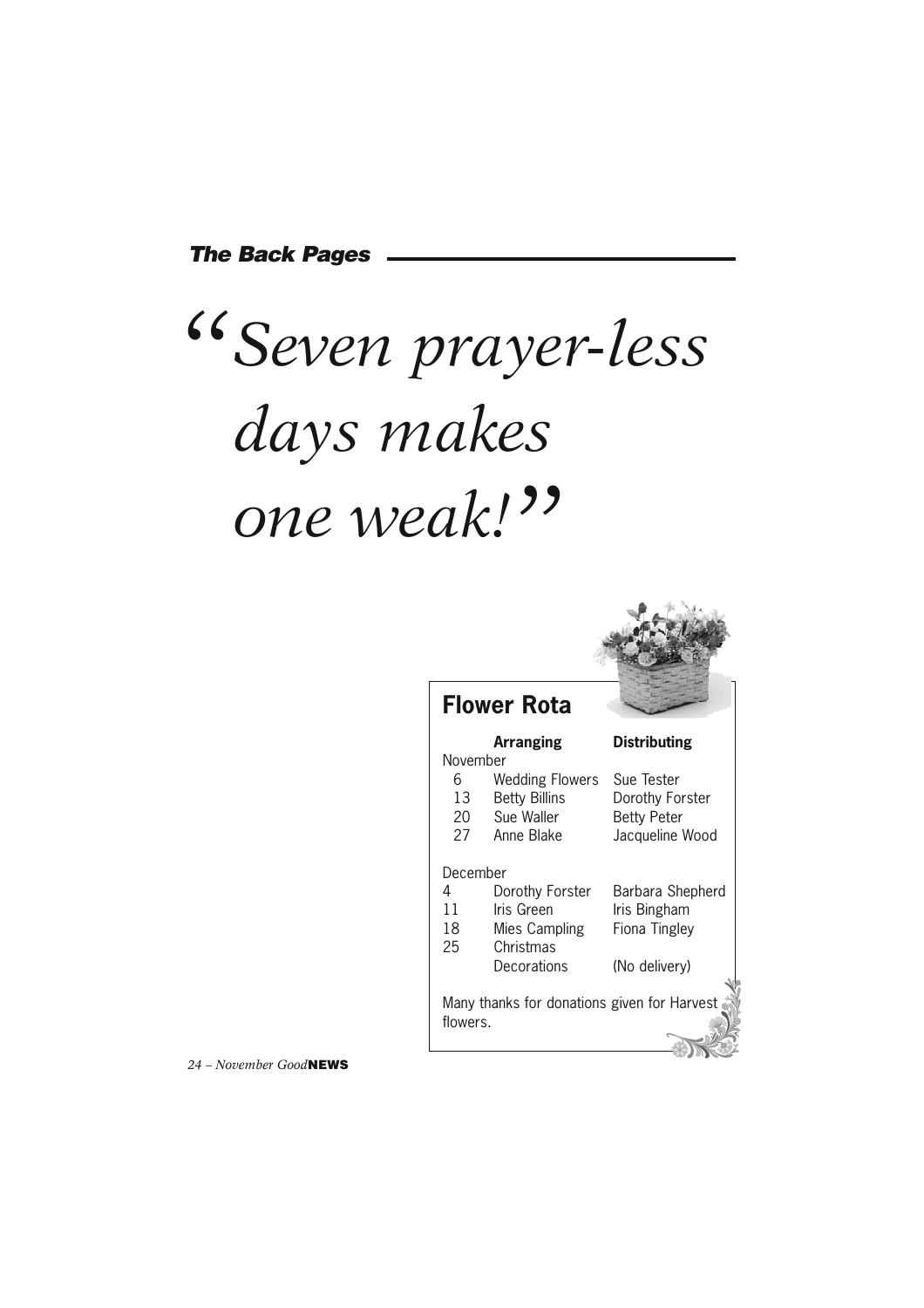## The Back Pages

# *"Seven prayer-less days makes one weak!"*

## Flower Rota

| | Arranging | Distributing |
|---|---|---|
| November | | |
| 6 | Wedding Flowers | Sue Tester |
| 13 | Betty Billins | Dorothy Forster |
| 20 | Sue Waller | Betty Peter |
| 27 | Anne Blake | Jacqueline Wood |
| December | | |
| 4 | Dorothy Forster | Barbara Shepherd |
| 11 | Iris Green | Iris Bingham |
| 18 | Mies Campling | Fiona Tingley |
| 25 | Christmas Decorations | (No delivery) |

Many thanks for donations given for Harvest flowers.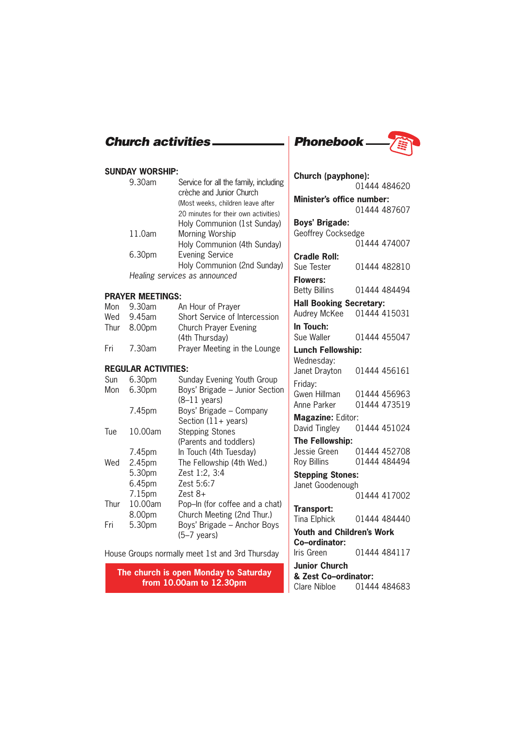## Church activities

### SUNDAY WORSHIP:

| | |
|---|---|
| 9.30am | Service for all the family, including crèche and Junior Church (Most weeks, children leave after 20 minutes for their own activities) |
| | Holy Communion (1st Sunday) |
| 11.0am | Morning Worship |
| | Holy Communion (4th Sunday) |
| 6.30pm | Evening Service |
| | Holy Communion (2nd Sunday) |

*Healing services as announced*

### PRAYER MEETINGS:

| | | |
|---|---|---|
| Mon | 9.30am | An Hour of Prayer |
| Wed | 9.45am | Short Service of Intercession |
| Thur | 8.00pm | Church Prayer Evening (4th Thursday) |
| Fri | 7.30am | Prayer Meeting in the Lounge |

### REGULAR ACTIVITIES:

| | | |
|---|---|---|
| Sun | 6.30pm | Sunday Evening Youth Group |
| Mon | 6.30pm | Boys' Brigade – Junior Section (8–11 years) |
| | 7.45pm | Boys' Brigade – Company Section (11+ years) |
| Tue | 10.00am | Stepping Stones (Parents and toddlers) |
| | 7.45pm | In Touch (4th Tuesday) |
| Wed | 2.45pm | The Fellowship (4th Wed.) |
| | 5.30pm | Zest 1:2, 3:4 |
| | 6.45pm | Zest 5:6:7 |
| | 7.15pm | Zest 8+ |
| Thur | 10.00am | Pop–In (for coffee and a chat) |
| | 8.00pm | Church Meeting (2nd Thur.) |
| Fri | 5.30pm | Boys' Brigade – Anchor Boys (5–7 years) |

House Groups normally meet 1st and 3rd Thursday

**The church is open Monday to Saturday from 10.00am to 12.30pm**

## Phonebook

**Church (payphone):** 01444 484620

**Minister's office number:** 01444 487607

**Boys' Brigade:**
Geoffrey Cocksedge 01444 474007

**Cradle Roll:**
Sue Tester 01444 482810

**Flowers:**
Betty Billins 01444 484494

**Hall Booking Secretary:**
Audrey McKee 01444 415031

**In Touch:**
Sue Waller 01444 455047

**Lunch Fellowship:**
Wednesday:
Janet Drayton 01444 456161
Friday:
Gwen Hillman 01444 456963
Anne Parker 01444 473519

**Magazine:** Editor:
David Tingley 01444 451024

**The Fellowship:**
Jessie Green 01444 452708
Roy Billins 01444 484494

**Stepping Stones:**
Janet Goodenough 01444 417002

**Transport:**
Tina Elphick 01444 484440

**Youth and Children's Work Co–ordinator:**
Iris Green 01444 484117

**Junior Church & Zest Co–ordinator:**
Clare Nibloe 01444 484683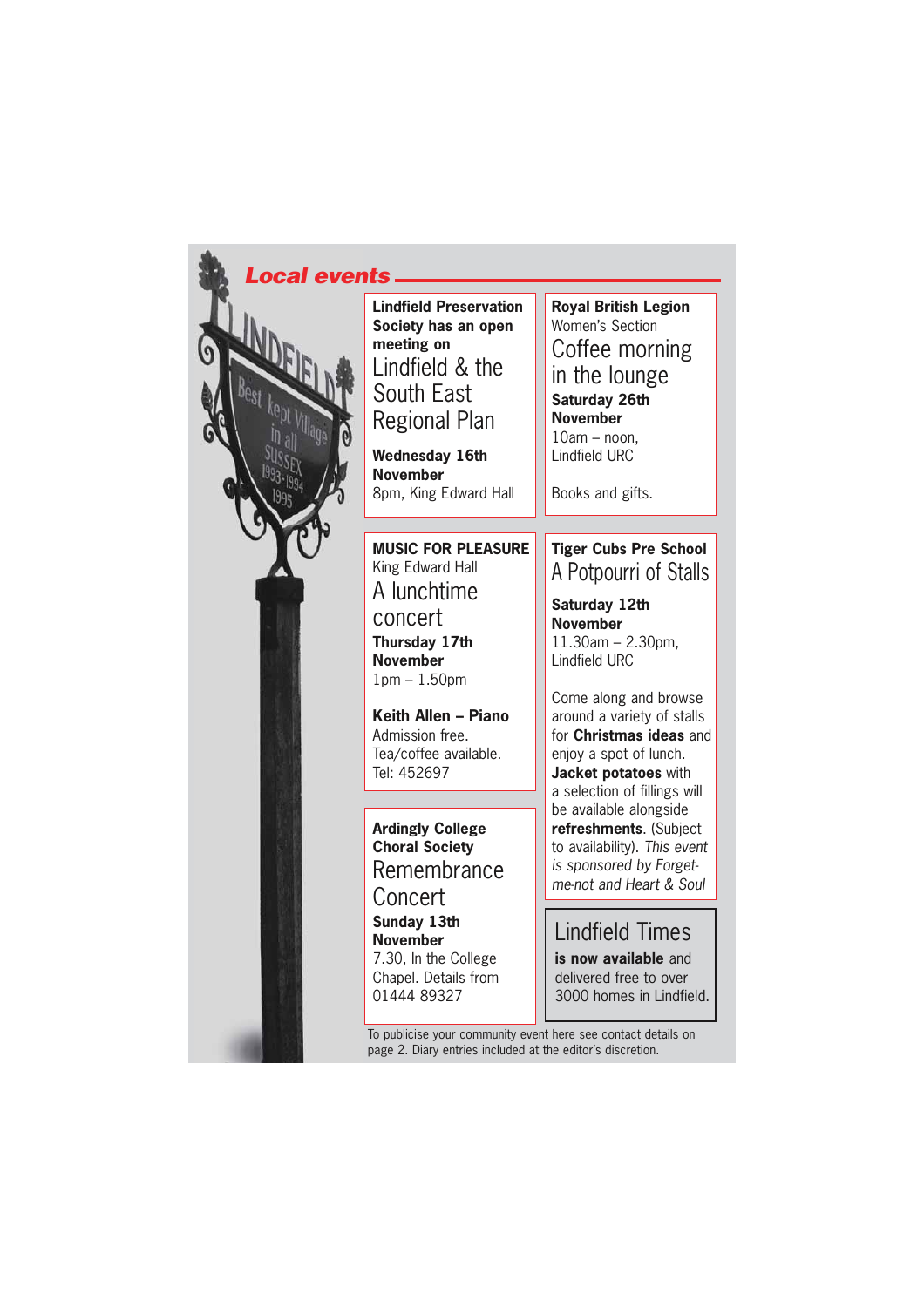## Local events

**Lindfield Preservation Society has an open meeting on**

### Lindfield & the South East Regional Plan

**Wednesday 16th November**
8pm, King Edward Hall

**Royal British Legion**
Women's Section

### Coffee morning in the lounge

**Saturday 26th November**
10am – noon,
Lindfield URC

Books and gifts.

**MUSIC FOR PLEASURE**
King Edward Hall

### A lunchtime concert

**Thursday 17th November**
1pm – 1.50pm

**Keith Allen – Piano**
Admission free.
Tea/coffee available.
Tel: 452697

**Tiger Cubs Pre School**

### A Potpourri of Stalls

**Saturday 12th November**
11.30am – 2.30pm,
Lindfield URC

Come along and browse around a variety of stalls for **Christmas ideas** and enjoy a spot of lunch. **Jacket potatoes** with a selection of fillings will be available alongside **refreshments**. (Subject to availability). *This event is sponsored by Forget-me-not and Heart & Soul*

**Ardingly College Choral Society**

### Remembrance Concert

**Sunday 13th November**
7.30, In the College Chapel. Details from 01444 89327

### Lindfield Times

**is now available** and delivered free to over 3000 homes in Lindfield.

To publicise your community event here see contact details on page 2. Diary entries included at the editor's discretion.